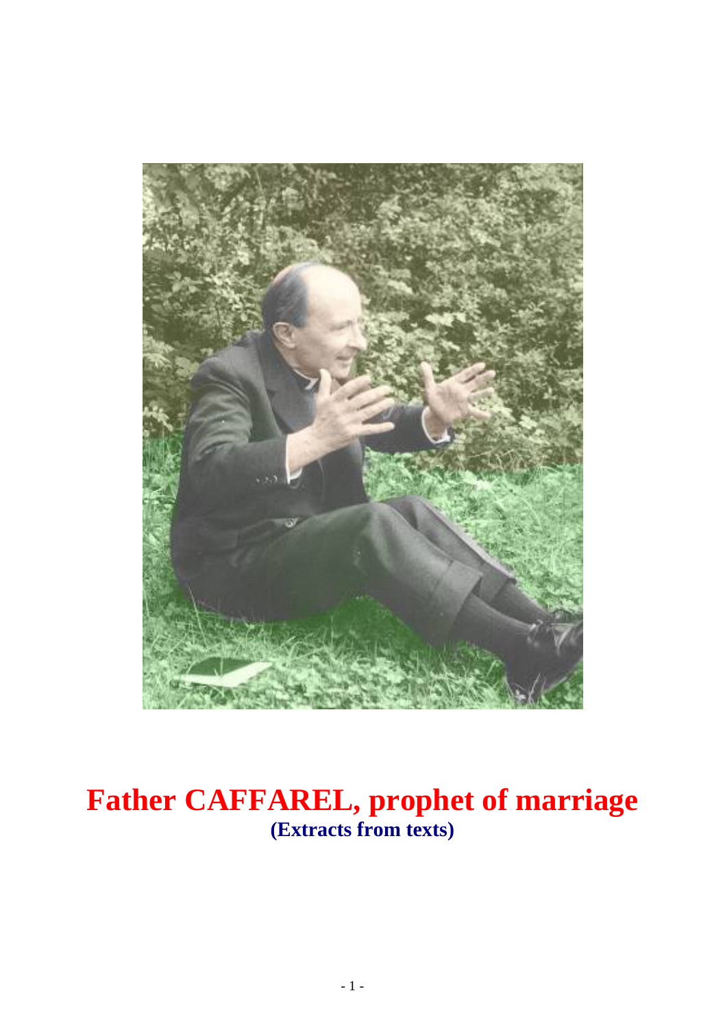# Father CAFFAREL, prophet of marriage

**(Extracts from texts)**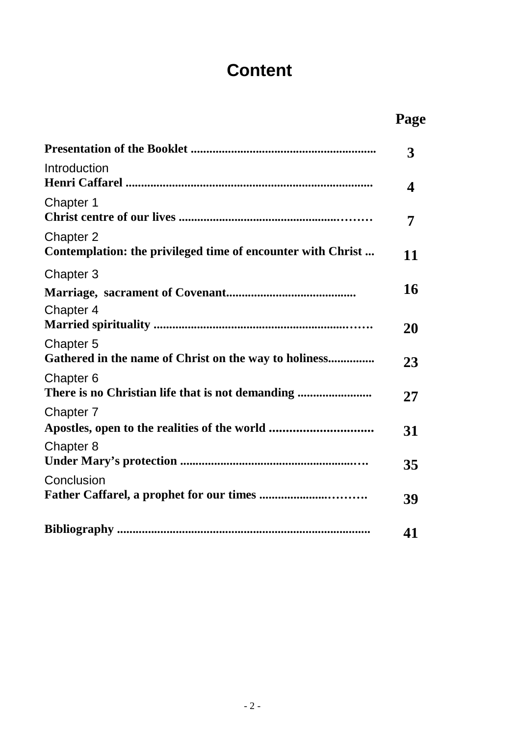# Content

| | Page |
|---|---|
| **Presentation of the Booklet** | **3** |
| Introduction<br>**Henri Caffarel** | **4** |
| Chapter 1<br>**Christ centre of our lives** | **7** |
| Chapter 2<br>**Contemplation: the privileged time of encounter with Christ** | **11** |
| Chapter 3<br>**Marriage, sacrament of Covenant** | **16** |
| Chapter 4<br>**Married spirituality** | **20** |
| Chapter 5<br>**Gathered in the name of Christ on the way to holiness** | **23** |
| Chapter 6<br>**There is no Christian life that is not demanding** | **27** |
| Chapter 7<br>**Apostles, open to the realities of the world** | **31** |
| Chapter 8<br>**Under Mary's protection** | **35** |
| Conclusion<br>**Father Caffarel, a prophet for our times** | **39** |
| **Bibliography** | **41** |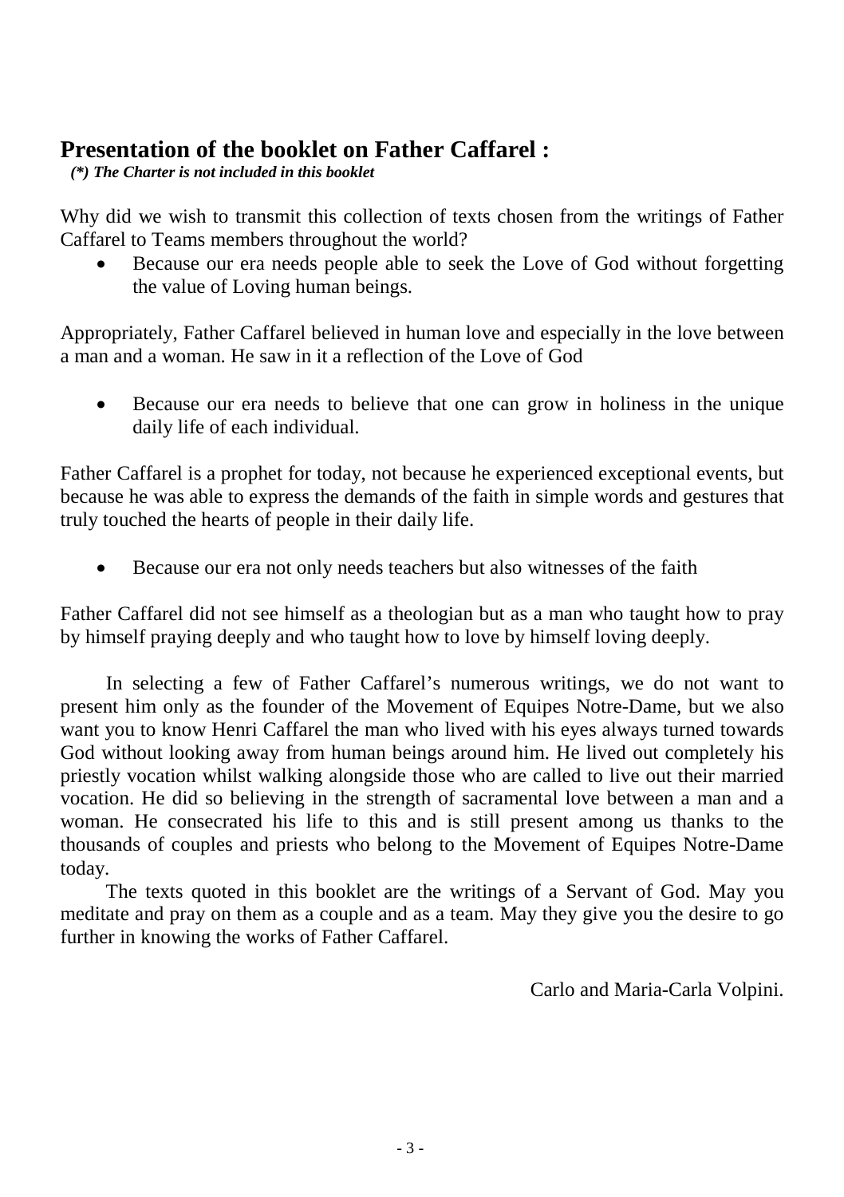# Presentation of the booklet on Father Caffarel :

***(\*) The Charter is not included in this booklet***

Why did we wish to transmit this collection of texts chosen from the writings of Father Caffarel to Teams members throughout the world?

- Because our era needs people able to seek the Love of God without forgetting the value of Loving human beings.

Appropriately, Father Caffarel believed in human love and especially in the love between a man and a woman. He saw in it a reflection of the Love of God

- Because our era needs to believe that one can grow in holiness in the unique daily life of each individual.

Father Caffarel is a prophet for today, not because he experienced exceptional events, but because he was able to express the demands of the faith in simple words and gestures that truly touched the hearts of people in their daily life.

- Because our era not only needs teachers but also witnesses of the faith

Father Caffarel did not see himself as a theologian but as a man who taught how to pray by himself praying deeply and who taught how to love by himself loving deeply.

In selecting a few of Father Caffarel's numerous writings, we do not want to present him only as the founder of the Movement of Equipes Notre-Dame, but we also want you to know Henri Caffarel the man who lived with his eyes always turned towards God without looking away from human beings around him. He lived out completely his priestly vocation whilst walking alongside those who are called to live out their married vocation. He did so believing in the strength of sacramental love between a man and a woman. He consecrated his life to this and is still present among us thanks to the thousands of couples and priests who belong to the Movement of Equipes Notre-Dame today.

The texts quoted in this booklet are the writings of a Servant of God. May you meditate and pray on them as a couple and as a team. May they give you the desire to go further in knowing the works of Father Caffarel.

Carlo and Maria-Carla Volpini.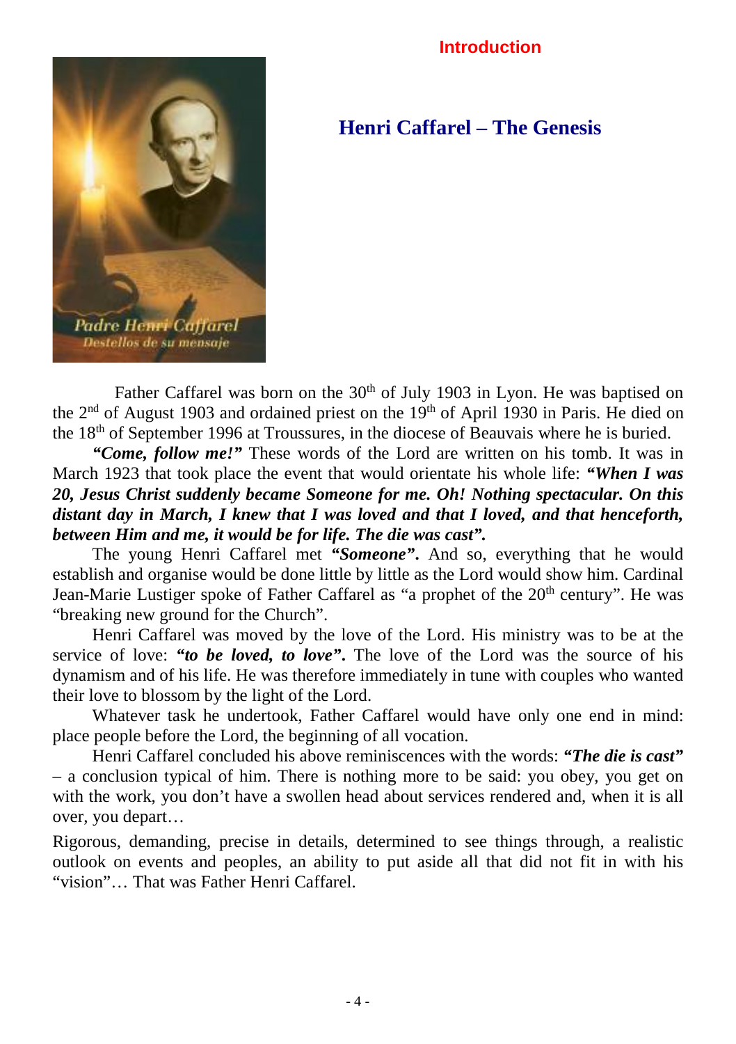Introduction

## Henri Caffarel – The Genesis

Father Caffarel was born on the 30th of July 1903 in Lyon. He was baptised on the 2nd of August 1903 and ordained priest on the 19th of April 1930 in Paris. He died on the 18th of September 1996 at Troussures, in the diocese of Beauvais where he is buried.

***"Come, follow me!"*** These words of the Lord are written on his tomb. It was in March 1923 that took place the event that would orientate his whole life: ***"When I was 20, Jesus Christ suddenly became Someone for me. Oh! Nothing spectacular. On this distant day in March, I knew that I was loved and that I loved, and that henceforth, between Him and me, it would be for life. The die was cast".***

The young Henri Caffarel met ***"Someone".*** And so, everything that he would establish and organise would be done little by little as the Lord would show him. Cardinal Jean-Marie Lustiger spoke of Father Caffarel as "a prophet of the 20th century". He was "breaking new ground for the Church".

Henri Caffarel was moved by the love of the Lord. His ministry was to be at the service of love: ***"to be loved, to love".*** The love of the Lord was the source of his dynamism and of his life. He was therefore immediately in tune with couples who wanted their love to blossom by the light of the Lord.

Whatever task he undertook, Father Caffarel would have only one end in mind: place people before the Lord, the beginning of all vocation.

Henri Caffarel concluded his above reminiscences with the words: ***"The die is cast"*** – a conclusion typical of him. There is nothing more to be said: you obey, you get on with the work, you don't have a swollen head about services rendered and, when it is all over, you depart…

Rigorous, demanding, precise in details, determined to see things through, a realistic outlook on events and peoples, an ability to put aside all that did not fit in with his "vision"… That was Father Henri Caffarel.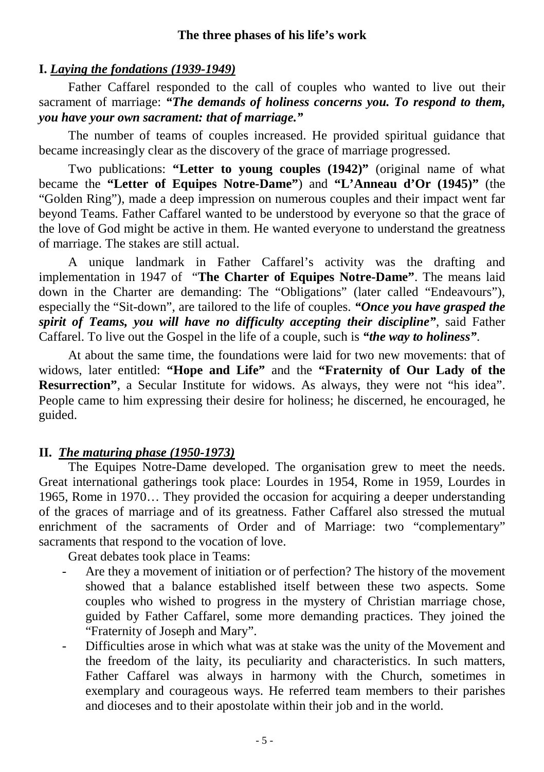## The three phases of his life's work

### I. *Laying the fondations (1939-1949)*

Father Caffarel responded to the call of couples who wanted to live out their sacrament of marriage: ***"The demands of holiness concerns you. To respond to them, you have your own sacrament: that of marriage."***

The number of teams of couples increased. He provided spiritual guidance that became increasingly clear as the discovery of the grace of marriage progressed.

Two publications: **"Letter to young couples (1942)"** (original name of what became the **"Letter of Equipes Notre-Dame"**) and **"L'Anneau d'Or (1945)"** (the "Golden Ring"), made a deep impression on numerous couples and their impact went far beyond Teams. Father Caffarel wanted to be understood by everyone so that the grace of the love of God might be active in them. He wanted everyone to understand the greatness of marriage. The stakes are still actual.

A unique landmark in Father Caffarel's activity was the drafting and implementation in 1947 of "**The Charter of Equipes Notre-Dame"**. The means laid down in the Charter are demanding: The "Obligations" (later called "Endeavours"), especially the "Sit-down", are tailored to the life of couples. ***"Once you have grasped the spirit of Teams, you will have no difficulty accepting their discipline"***, said Father Caffarel. To live out the Gospel in the life of a couple, such is ***"the way to holiness"***.

At about the same time, the foundations were laid for two new movements: that of widows, later entitled: **"Hope and Life"** and the **"Fraternity of Our Lady of the Resurrection"**, a Secular Institute for widows. As always, they were not "his idea". People came to him expressing their desire for holiness; he discerned, he encouraged, he guided.

### II. *The maturing phase (1950-1973)*

The Equipes Notre-Dame developed. The organisation grew to meet the needs. Great international gatherings took place: Lourdes in 1954, Rome in 1959, Lourdes in 1965, Rome in 1970… They provided the occasion for acquiring a deeper understanding of the graces of marriage and of its greatness. Father Caffarel also stressed the mutual enrichment of the sacraments of Order and of Marriage: two "complementary" sacraments that respond to the vocation of love.

Great debates took place in Teams:

- Are they a movement of initiation or of perfection? The history of the movement showed that a balance established itself between these two aspects. Some couples who wished to progress in the mystery of Christian marriage chose, guided by Father Caffarel, some more demanding practices. They joined the "Fraternity of Joseph and Mary".
- Difficulties arose in which what was at stake was the unity of the Movement and the freedom of the laity, its peculiarity and characteristics. In such matters, Father Caffarel was always in harmony with the Church, sometimes in exemplary and courageous ways. He referred team members to their parishes and dioceses and to their apostolate within their job and in the world.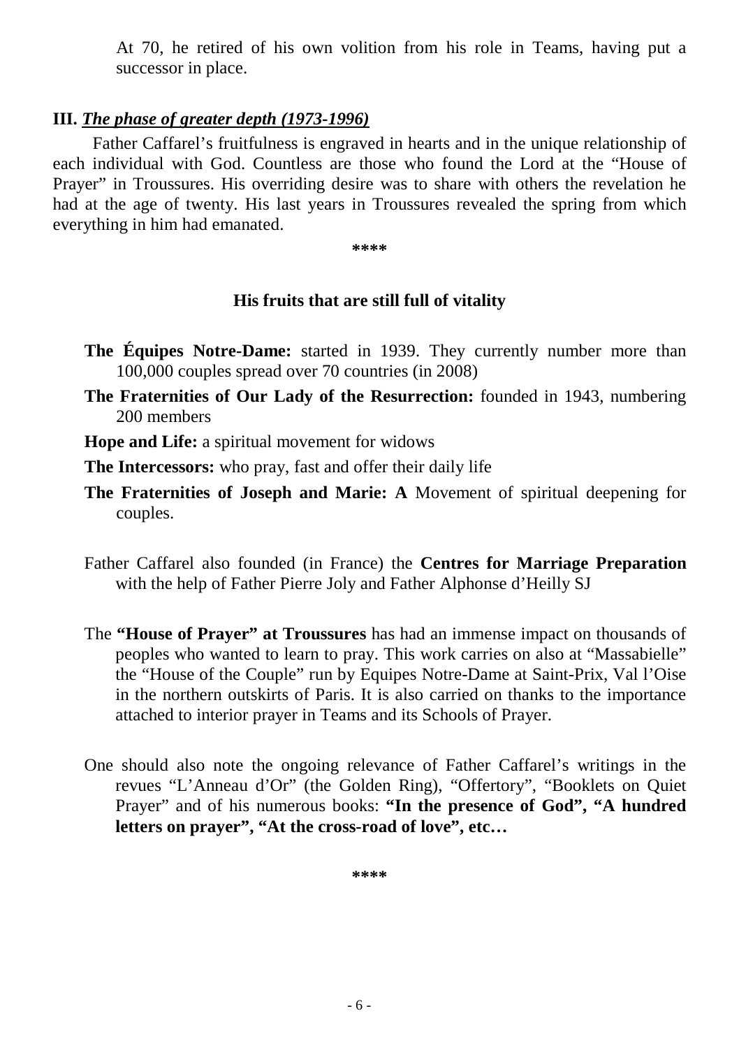At 70, he retired of his own volition from his role in Teams, having put a successor in place.

## III. ***The phase of greater depth (1973-1996)***

Father Caffarel's fruitfulness is engraved in hearts and in the unique relationship of each individual with God. Countless are those who found the Lord at the "House of Prayer" in Troussures. His overriding desire was to share with others the revelation he had at the age of twenty. His last years in Troussures revealed the spring from which everything in him had emanated.

**\*\*\*\***

### His fruits that are still full of vitality

**The Équipes Notre-Dame:** started in 1939. They currently number more than 100,000 couples spread over 70 countries (in 2008)

**The Fraternities of Our Lady of the Resurrection:** founded in 1943, numbering 200 members

**Hope and Life:** a spiritual movement for widows

**The Intercessors:** who pray, fast and offer their daily life

**The Fraternities of Joseph and Marie: A** Movement of spiritual deepening for couples.

Father Caffarel also founded (in France) the **Centres for Marriage Preparation** with the help of Father Pierre Joly and Father Alphonse d'Heilly SJ

The **"House of Prayer" at Troussures** has had an immense impact on thousands of peoples who wanted to learn to pray. This work carries on also at "Massabielle" the "House of the Couple" run by Equipes Notre-Dame at Saint-Prix, Val l'Oise in the northern outskirts of Paris. It is also carried on thanks to the importance attached to interior prayer in Teams and its Schools of Prayer.

One should also note the ongoing relevance of Father Caffarel's writings in the revues "L'Anneau d'Or" (the Golden Ring), "Offertory", "Booklets on Quiet Prayer" and of his numerous books: **"In the presence of God", "A hundred letters on prayer", "At the cross-road of love", etc…**

**\*\*\*\***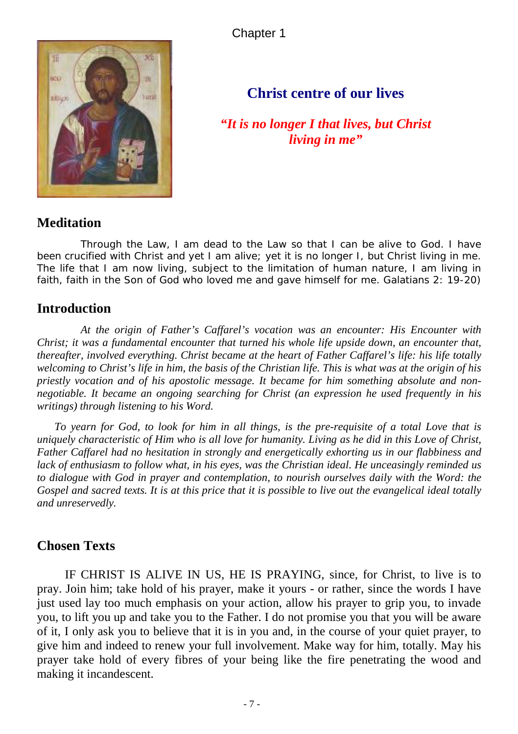Chapter 1

# Christ centre of our lives

***"It is no longer I that lives, but Christ living in me"***

## Meditation

Through the Law, I am dead to the Law so that I can be alive to God. I have been crucified with Christ and yet I am alive; yet it is no longer I, but Christ living in me. The life that I am now living, subject to the limitation of human nature, I am living in faith, faith in the Son of God who loved me and gave himself for me. Galatians 2: 19-20)

## Introduction

*At the origin of Father's Caffarel's vocation was an encounter: His Encounter with Christ; it was a fundamental encounter that turned his whole life upside down, an encounter that, thereafter, involved everything. Christ became at the heart of Father Caffarel's life: his life totally welcoming to Christ's life in him, the basis of the Christian life. This is what was at the origin of his priestly vocation and of his apostolic message. It became for him something absolute and non-negotiable. It became an ongoing searching for Christ (an expression he used frequently in his writings) through listening to his Word.*

*To yearn for God, to look for him in all things, is the pre-requisite of a total Love that is uniquely characteristic of Him who is all love for humanity. Living as he did in this Love of Christ, Father Caffarel had no hesitation in strongly and energetically exhorting us in our flabbiness and lack of enthusiasm to follow what, in his eyes, was the Christian ideal. He unceasingly reminded us to dialogue with God in prayer and contemplation, to nourish ourselves daily with the Word: the Gospel and sacred texts. It is at this price that it is possible to live out the evangelical ideal totally and unreservedly.*

## Chosen Texts

IF CHRIST IS ALIVE IN US, HE IS PRAYING, since, for Christ, to live is to pray. Join him; take hold of his prayer, make it yours - or rather, since the words I have just used lay too much emphasis on your action, allow his prayer to grip you, to invade you, to lift you up and take you to the Father. I do not promise you that you will be aware of it, I only ask you to believe that it is in you and, in the course of your quiet prayer, to give him and indeed to renew your full involvement. Make way for him, totally. May his prayer take hold of every fibres of your being like the fire penetrating the wood and making it incandescent.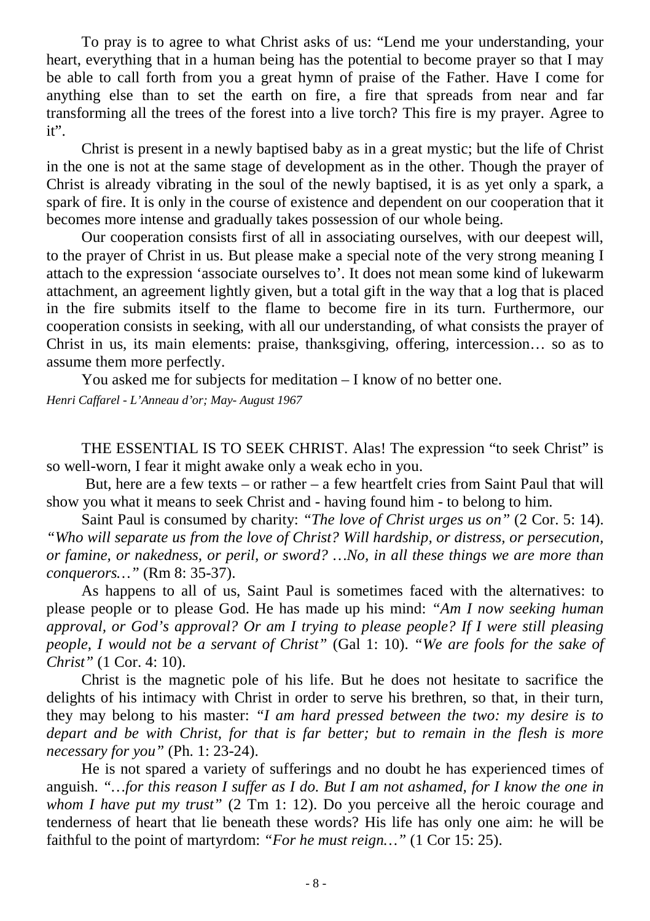To pray is to agree to what Christ asks of us: "Lend me your understanding, your heart, everything that in a human being has the potential to become prayer so that I may be able to call forth from you a great hymn of praise of the Father. Have I come for anything else than to set the earth on fire, a fire that spreads from near and far transforming all the trees of the forest into a live torch? This fire is my prayer. Agree to it".

Christ is present in a newly baptised baby as in a great mystic; but the life of Christ in the one is not at the same stage of development as in the other. Though the prayer of Christ is already vibrating in the soul of the newly baptised, it is as yet only a spark, a spark of fire. It is only in the course of existence and dependent on our cooperation that it becomes more intense and gradually takes possession of our whole being.

Our cooperation consists first of all in associating ourselves, with our deepest will, to the prayer of Christ in us. But please make a special note of the very strong meaning I attach to the expression 'associate ourselves to'. It does not mean some kind of lukewarm attachment, an agreement lightly given, but a total gift in the way that a log that is placed in the fire submits itself to the flame to become fire in its turn. Furthermore, our cooperation consists in seeking, with all our understanding, of what consists the prayer of Christ in us, its main elements: praise, thanksgiving, offering, intercession… so as to assume them more perfectly.

You asked me for subjects for meditation – I know of no better one.

*Henri Caffarel - L'Anneau d'or; May- August 1967*

THE ESSENTIAL IS TO SEEK CHRIST. Alas! The expression "to seek Christ" is so well-worn, I fear it might awake only a weak echo in you.

But, here are a few texts – or rather – a few heartfelt cries from Saint Paul that will show you what it means to seek Christ and - having found him - to belong to him.

Saint Paul is consumed by charity: *"The love of Christ urges us on"* (2 Cor. 5: 14). *"Who will separate us from the love of Christ? Will hardship, or distress, or persecution, or famine, or nakedness, or peril, or sword? …No, in all these things we are more than conquerors…"* (Rm 8: 35-37).

As happens to all of us, Saint Paul is sometimes faced with the alternatives: to please people or to please God. He has made up his mind: *"Am I now seeking human approval, or God's approval? Or am I trying to please people? If I were still pleasing people, I would not be a servant of Christ"* (Gal 1: 10). *"We are fools for the sake of Christ"* (1 Cor. 4: 10).

Christ is the magnetic pole of his life. But he does not hesitate to sacrifice the delights of his intimacy with Christ in order to serve his brethren, so that, in their turn, they may belong to his master: *"I am hard pressed between the two: my desire is to depart and be with Christ, for that is far better; but to remain in the flesh is more necessary for you"* (Ph. 1: 23-24).

He is not spared a variety of sufferings and no doubt he has experienced times of anguish. *"…for this reason I suffer as I do. But I am not ashamed, for I know the one in whom I have put my trust"* (2 Tm 1: 12). Do you perceive all the heroic courage and tenderness of heart that lie beneath these words? His life has only one aim: he will be faithful to the point of martyrdom: *"For he must reign…"* (1 Cor 15: 25).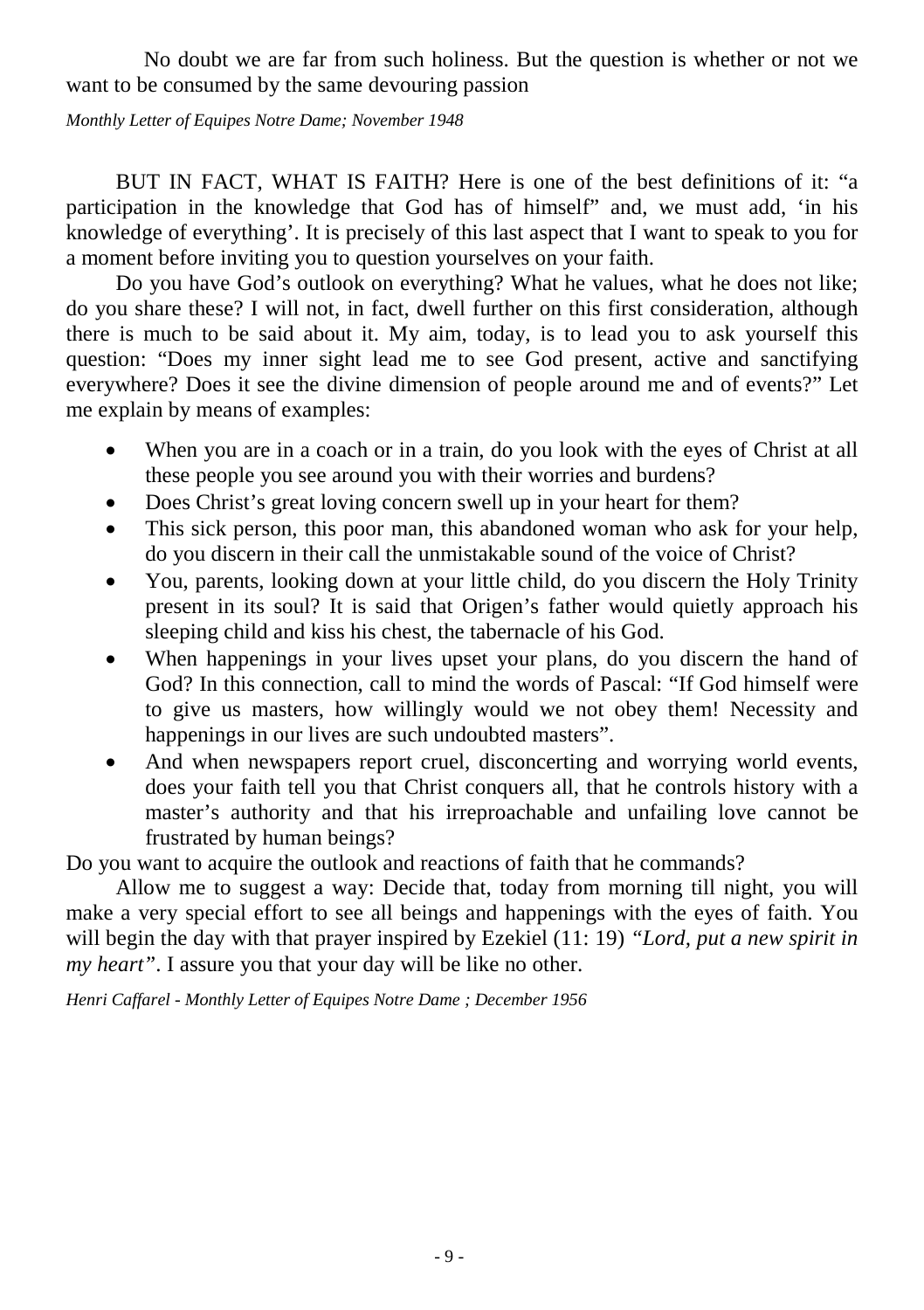No doubt we are far from such holiness. But the question is whether or not we want to be consumed by the same devouring passion

*Monthly Letter of Equipes Notre Dame; November 1948*

BUT IN FACT, WHAT IS FAITH? Here is one of the best definitions of it: "a participation in the knowledge that God has of himself" and, we must add, 'in his knowledge of everything'. It is precisely of this last aspect that I want to speak to you for a moment before inviting you to question yourselves on your faith.

Do you have God's outlook on everything? What he values, what he does not like; do you share these? I will not, in fact, dwell further on this first consideration, although there is much to be said about it. My aim, today, is to lead you to ask yourself this question: "Does my inner sight lead me to see God present, active and sanctifying everywhere? Does it see the divine dimension of people around me and of events?" Let me explain by means of examples:

- When you are in a coach or in a train, do you look with the eyes of Christ at all these people you see around you with their worries and burdens?
- Does Christ's great loving concern swell up in your heart for them?
- This sick person, this poor man, this abandoned woman who ask for your help, do you discern in their call the unmistakable sound of the voice of Christ?
- You, parents, looking down at your little child, do you discern the Holy Trinity present in its soul? It is said that Origen's father would quietly approach his sleeping child and kiss his chest, the tabernacle of his God.
- When happenings in your lives upset your plans, do you discern the hand of God? In this connection, call to mind the words of Pascal: "If God himself were to give us masters, how willingly would we not obey them! Necessity and happenings in our lives are such undoubted masters".
- And when newspapers report cruel, disconcerting and worrying world events, does your faith tell you that Christ conquers all, that he controls history with a master's authority and that his irreproachable and unfailing love cannot be frustrated by human beings?

Do you want to acquire the outlook and reactions of faith that he commands?

Allow me to suggest a way: Decide that, today from morning till night, you will make a very special effort to see all beings and happenings with the eyes of faith. You will begin the day with that prayer inspired by Ezekiel (11: 19) *"Lord, put a new spirit in my heart"*. I assure you that your day will be like no other.

*Henri Caffarel - Monthly Letter of Equipes Notre Dame ; December 1956*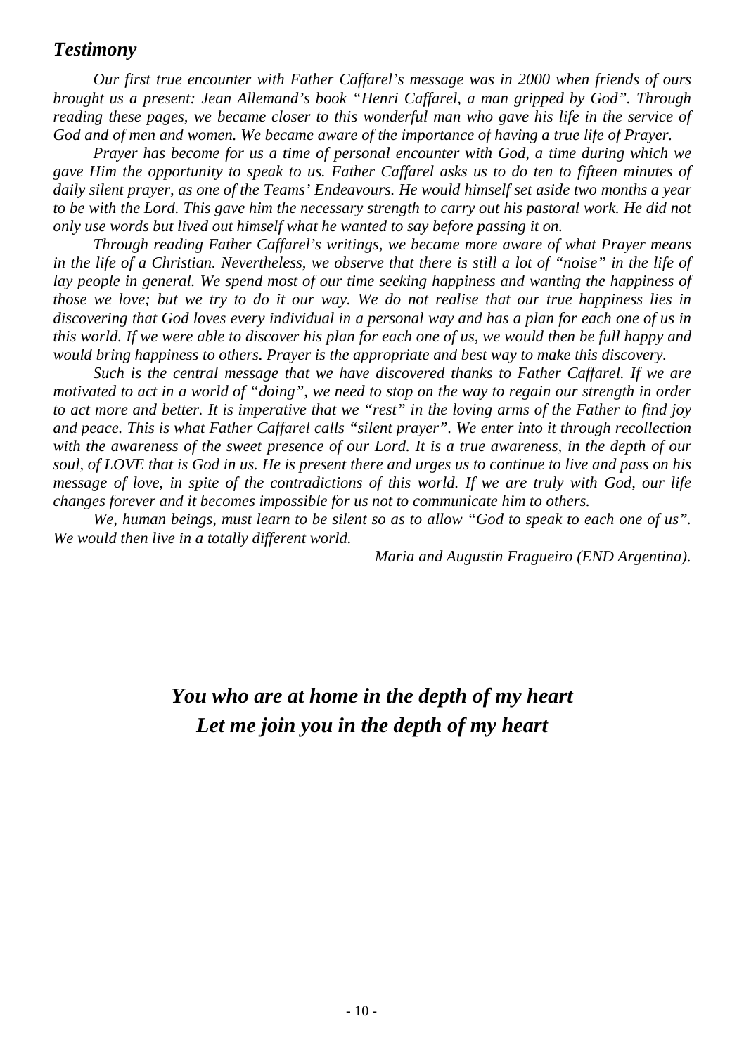## *Testimony*

*Our first true encounter with Father Caffarel's message was in 2000 when friends of ours brought us a present: Jean Allemand's book "Henri Caffarel, a man gripped by God". Through reading these pages, we became closer to this wonderful man who gave his life in the service of God and of men and women. We became aware of the importance of having a true life of Prayer.*

*Prayer has become for us a time of personal encounter with God, a time during which we gave Him the opportunity to speak to us. Father Caffarel asks us to do ten to fifteen minutes of daily silent prayer, as one of the Teams' Endeavours. He would himself set aside two months a year to be with the Lord. This gave him the necessary strength to carry out his pastoral work. He did not only use words but lived out himself what he wanted to say before passing it on.*

*Through reading Father Caffarel's writings, we became more aware of what Prayer means in the life of a Christian. Nevertheless, we observe that there is still a lot of "noise" in the life of lay people in general. We spend most of our time seeking happiness and wanting the happiness of those we love; but we try to do it our way. We do not realise that our true happiness lies in discovering that God loves every individual in a personal way and has a plan for each one of us in this world. If we were able to discover his plan for each one of us, we would then be full happy and would bring happiness to others. Prayer is the appropriate and best way to make this discovery.*

*Such is the central message that we have discovered thanks to Father Caffarel. If we are motivated to act in a world of "doing", we need to stop on the way to regain our strength in order to act more and better. It is imperative that we "rest" in the loving arms of the Father to find joy and peace. This is what Father Caffarel calls "silent prayer". We enter into it through recollection with the awareness of the sweet presence of our Lord. It is a true awareness, in the depth of our soul, of LOVE that is God in us. He is present there and urges us to continue to live and pass on his message of love, in spite of the contradictions of this world. If we are truly with God, our life changes forever and it becomes impossible for us not to communicate him to others.*

*We, human beings, must learn to be silent so as to allow "God to speak to each one of us". We would then live in a totally different world.*

*Maria and Augustin Fragueiro (END Argentina).*

***You who are at home in the depth of my heart***
***Let me join you in the depth of my heart***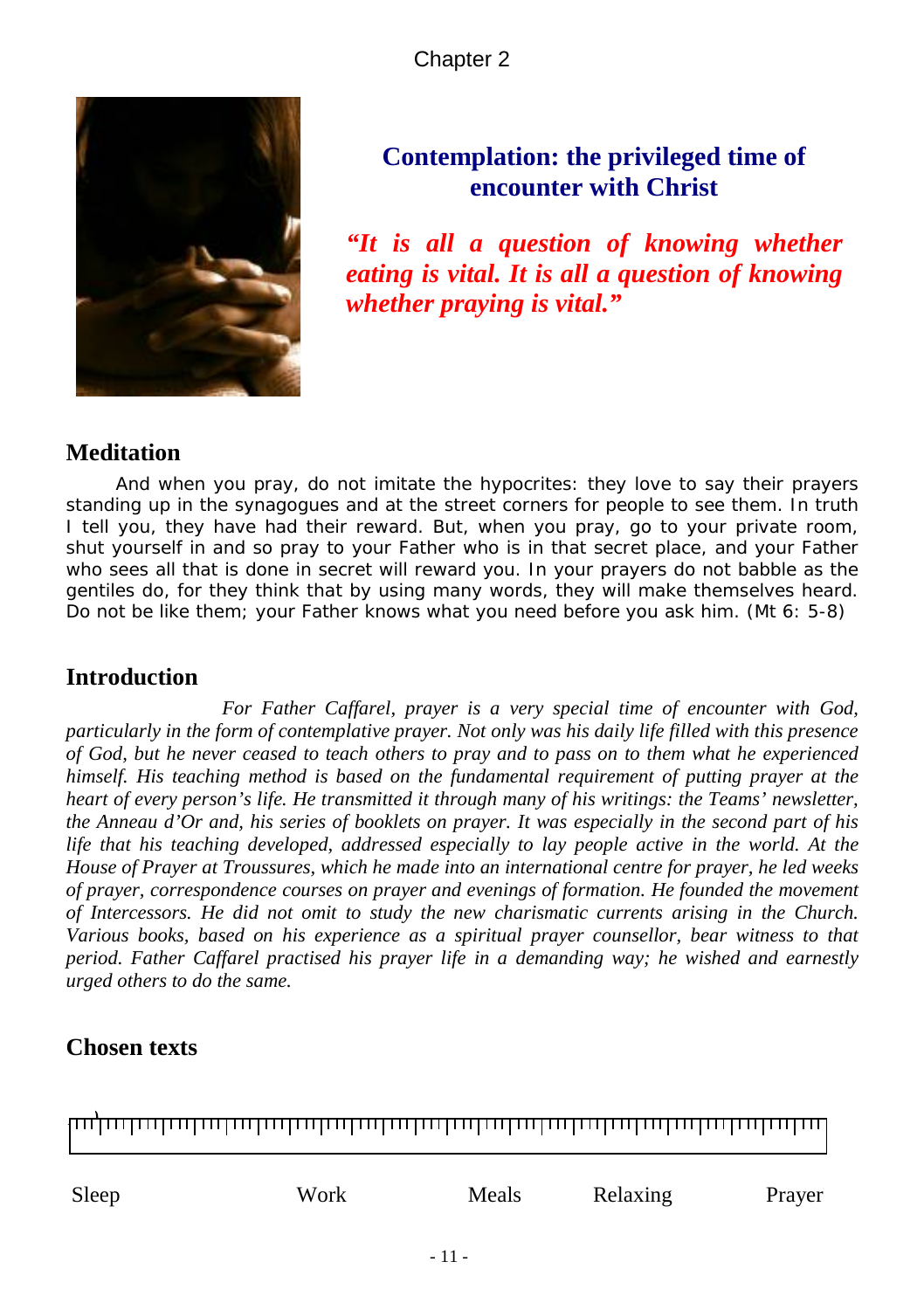Chapter 2

## Contemplation: the privileged time of encounter with Christ

***"It is all a question of knowing whether eating is vital. It is all a question of knowing whether praying is vital."***

## Meditation

And when you pray, do not imitate the hypocrites: they love to say their prayers standing up in the synagogues and at the street corners for people to see them. In truth I tell you, they have had their reward. But, when you pray, go to your private room, shut yourself in and so pray to your Father who is in that secret place, and your Father who sees all that is done in secret will reward you. In your prayers do not babble as the gentiles do, for they think that by using many words, they will make themselves heard. Do not be like them; your Father knows what you need before you ask him. (Mt 6: 5-8)

## Introduction

*For Father Caffarel, prayer is a very special time of encounter with God, particularly in the form of contemplative prayer. Not only was his daily life filled with this presence of God, but he never ceased to teach others to pray and to pass on to them what he experienced himself. His teaching method is based on the fundamental requirement of putting prayer at the heart of every person's life. He transmitted it through many of his writings: the Teams' newsletter, the Anneau d'Or and, his series of booklets on prayer. It was especially in the second part of his life that his teaching developed, addressed especially to lay people active in the world. At the House of Prayer at Troussures, which he made into an international centre for prayer, he led weeks of prayer, correspondence courses on prayer and evenings of formation. He founded the movement of Intercessors. He did not omit to study the new charismatic currents arising in the Church. Various books, based on his experience as a spiritual prayer counsellor, bear witness to that period. Father Caffarel practised his prayer life in a demanding way; he wished and earnestly urged others to do the same.*

## Chosen texts

Sleep Work Meals Relaxing Prayer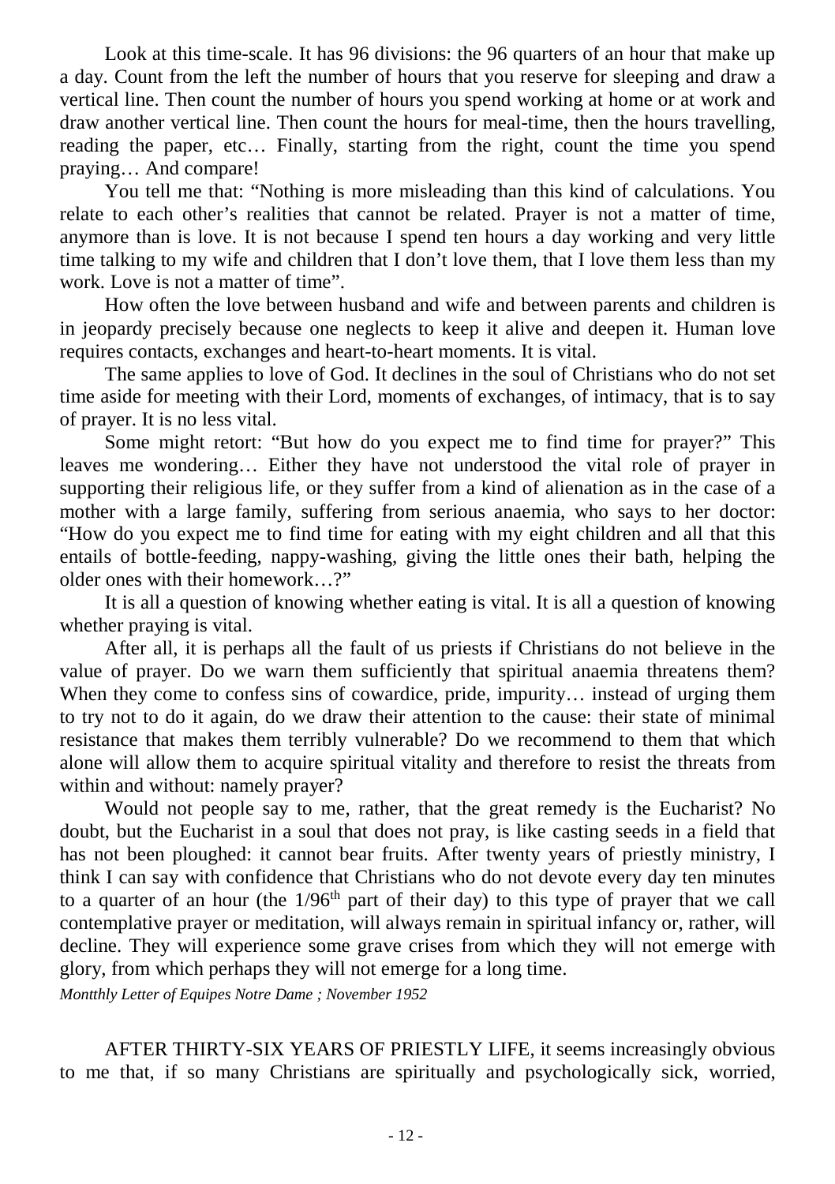Look at this time-scale. It has 96 divisions: the 96 quarters of an hour that make up a day. Count from the left the number of hours that you reserve for sleeping and draw a vertical line. Then count the number of hours you spend working at home or at work and draw another vertical line. Then count the hours for meal-time, then the hours travelling, reading the paper, etc… Finally, starting from the right, count the time you spend praying… And compare!

You tell me that: "Nothing is more misleading than this kind of calculations. You relate to each other's realities that cannot be related. Prayer is not a matter of time, anymore than is love. It is not because I spend ten hours a day working and very little time talking to my wife and children that I don't love them, that I love them less than my work. Love is not a matter of time".

How often the love between husband and wife and between parents and children is in jeopardy precisely because one neglects to keep it alive and deepen it. Human love requires contacts, exchanges and heart-to-heart moments. It is vital.

The same applies to love of God. It declines in the soul of Christians who do not set time aside for meeting with their Lord, moments of exchanges, of intimacy, that is to say of prayer. It is no less vital.

Some might retort: "But how do you expect me to find time for prayer?" This leaves me wondering… Either they have not understood the vital role of prayer in supporting their religious life, or they suffer from a kind of alienation as in the case of a mother with a large family, suffering from serious anaemia, who says to her doctor: "How do you expect me to find time for eating with my eight children and all that this entails of bottle-feeding, nappy-washing, giving the little ones their bath, helping the older ones with their homework…?"

It is all a question of knowing whether eating is vital. It is all a question of knowing whether praying is vital.

After all, it is perhaps all the fault of us priests if Christians do not believe in the value of prayer. Do we warn them sufficiently that spiritual anaemia threatens them? When they come to confess sins of cowardice, pride, impurity… instead of urging them to try not to do it again, do we draw their attention to the cause: their state of minimal resistance that makes them terribly vulnerable? Do we recommend to them that which alone will allow them to acquire spiritual vitality and therefore to resist the threats from within and without: namely prayer?

Would not people say to me, rather, that the great remedy is the Eucharist? No doubt, but the Eucharist in a soul that does not pray, is like casting seeds in a field that has not been ploughed: it cannot bear fruits. After twenty years of priestly ministry, I think I can say with confidence that Christians who do not devote every day ten minutes to a quarter of an hour (the 1/96th part of their day) to this type of prayer that we call contemplative prayer or meditation, will always remain in spiritual infancy or, rather, will decline. They will experience some grave crises from which they will not emerge with glory, from which perhaps they will not emerge for a long time.

*Montthly Letter of Equipes Notre Dame ; November 1952*

AFTER THIRTY-SIX YEARS OF PRIESTLY LIFE, it seems increasingly obvious to me that, if so many Christians are spiritually and psychologically sick, worried,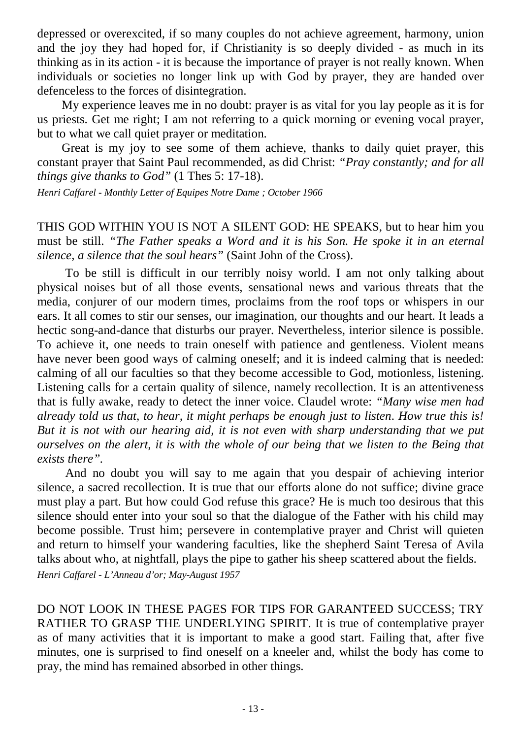depressed or overexcited, if so many couples do not achieve agreement, harmony, union and the joy they had hoped for, if Christianity is so deeply divided - as much in its thinking as in its action - it is because the importance of prayer is not really known. When individuals or societies no longer link up with God by prayer, they are handed over defenceless to the forces of disintegration.

My experience leaves me in no doubt: prayer is as vital for you lay people as it is for us priests. Get me right; I am not referring to a quick morning or evening vocal prayer, but to what we call quiet prayer or meditation.

Great is my joy to see some of them achieve, thanks to daily quiet prayer, this constant prayer that Saint Paul recommended, as did Christ: *"Pray constantly; and for all things give thanks to God"* (1 Thes 5: 17-18).

*Henri Caffarel - Monthly Letter of Equipes Notre Dame ; October 1966*

THIS GOD WITHIN YOU IS NOT A SILENT GOD: HE SPEAKS, but to hear him you must be still. *"The Father speaks a Word and it is his Son. He spoke it in an eternal silence, a silence that the soul hears"* (Saint John of the Cross).

To be still is difficult in our terribly noisy world. I am not only talking about physical noises but of all those events, sensational news and various threats that the media, conjurer of our modern times, proclaims from the roof tops or whispers in our ears. It all comes to stir our senses, our imagination, our thoughts and our heart. It leads a hectic song-and-dance that disturbs our prayer. Nevertheless, interior silence is possible. To achieve it, one needs to train oneself with patience and gentleness. Violent means have never been good ways of calming oneself; and it is indeed calming that is needed: calming of all our faculties so that they become accessible to God, motionless, listening. Listening calls for a certain quality of silence, namely recollection. It is an attentiveness that is fully awake, ready to detect the inner voice. Claudel wrote: *"Many wise men had already told us that, to hear, it might perhaps be enough just to listen. How true this is! But it is not with our hearing aid, it is not even with sharp understanding that we put ourselves on the alert, it is with the whole of our being that we listen to the Being that exists there".*

And no doubt you will say to me again that you despair of achieving interior silence, a sacred recollection. It is true that our efforts alone do not suffice; divine grace must play a part. But how could God refuse this grace? He is much too desirous that this silence should enter into your soul so that the dialogue of the Father with his child may become possible. Trust him; persevere in contemplative prayer and Christ will quieten and return to himself your wandering faculties, like the shepherd Saint Teresa of Avila talks about who, at nightfall, plays the pipe to gather his sheep scattered about the fields.

*Henri Caffarel - L'Anneau d'or; May-August 1957*

DO NOT LOOK IN THESE PAGES FOR TIPS FOR GARANTEED SUCCESS; TRY RATHER TO GRASP THE UNDERLYING SPIRIT. It is true of contemplative prayer as of many activities that it is important to make a good start. Failing that, after five minutes, one is surprised to find oneself on a kneeler and, whilst the body has come to pray, the mind has remained absorbed in other things.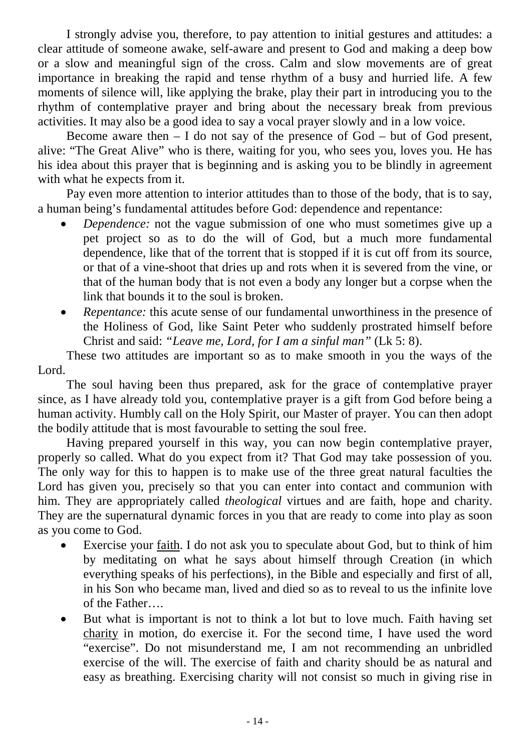I strongly advise you, therefore, to pay attention to initial gestures and attitudes: a clear attitude of someone awake, self-aware and present to God and making a deep bow or a slow and meaningful sign of the cross. Calm and slow movements are of great importance in breaking the rapid and tense rhythm of a busy and hurried life. A few moments of silence will, like applying the brake, play their part in introducing you to the rhythm of contemplative prayer and bring about the necessary break from previous activities. It may also be a good idea to say a vocal prayer slowly and in a low voice.

Become aware then – I do not say of the presence of God – but of God present, alive: "The Great Alive" who is there, waiting for you, who sees you, loves you. He has his idea about this prayer that is beginning and is asking you to be blindly in agreement with what he expects from it.

Pay even more attention to interior attitudes than to those of the body, that is to say, a human being's fundamental attitudes before God: dependence and repentance:

- *Dependence:* not the vague submission of one who must sometimes give up a pet project so as to do the will of God, but a much more fundamental dependence, like that of the torrent that is stopped if it is cut off from its source, or that of a vine-shoot that dries up and rots when it is severed from the vine, or that of the human body that is not even a body any longer but a corpse when the link that bounds it to the soul is broken.
- *Repentance:* this acute sense of our fundamental unworthiness in the presence of the Holiness of God, like Saint Peter who suddenly prostrated himself before Christ and said: *"Leave me, Lord, for I am a sinful man"* (Lk 5: 8).

These two attitudes are important so as to make smooth in you the ways of the Lord.

The soul having been thus prepared, ask for the grace of contemplative prayer since, as I have already told you, contemplative prayer is a gift from God before being a human activity. Humbly call on the Holy Spirit, our Master of prayer. You can then adopt the bodily attitude that is most favourable to setting the soul free.

Having prepared yourself in this way, you can now begin contemplative prayer, properly so called. What do you expect from it? That God may take possession of you. The only way for this to happen is to make use of the three great natural faculties the Lord has given you, precisely so that you can enter into contact and communion with him. They are appropriately called *theological* virtues and are faith, hope and charity. They are the supernatural dynamic forces in you that are ready to come into play as soon as you come to God.

- Exercise your faith. I do not ask you to speculate about God, but to think of him by meditating on what he says about himself through Creation (in which everything speaks of his perfections), in the Bible and especially and first of all, in his Son who became man, lived and died so as to reveal to us the infinite love of the Father….
- But what is important is not to think a lot but to love much. Faith having set charity in motion, do exercise it. For the second time, I have used the word "exercise". Do not misunderstand me, I am not recommending an unbridled exercise of the will. The exercise of faith and charity should be as natural and easy as breathing. Exercising charity will not consist so much in giving rise in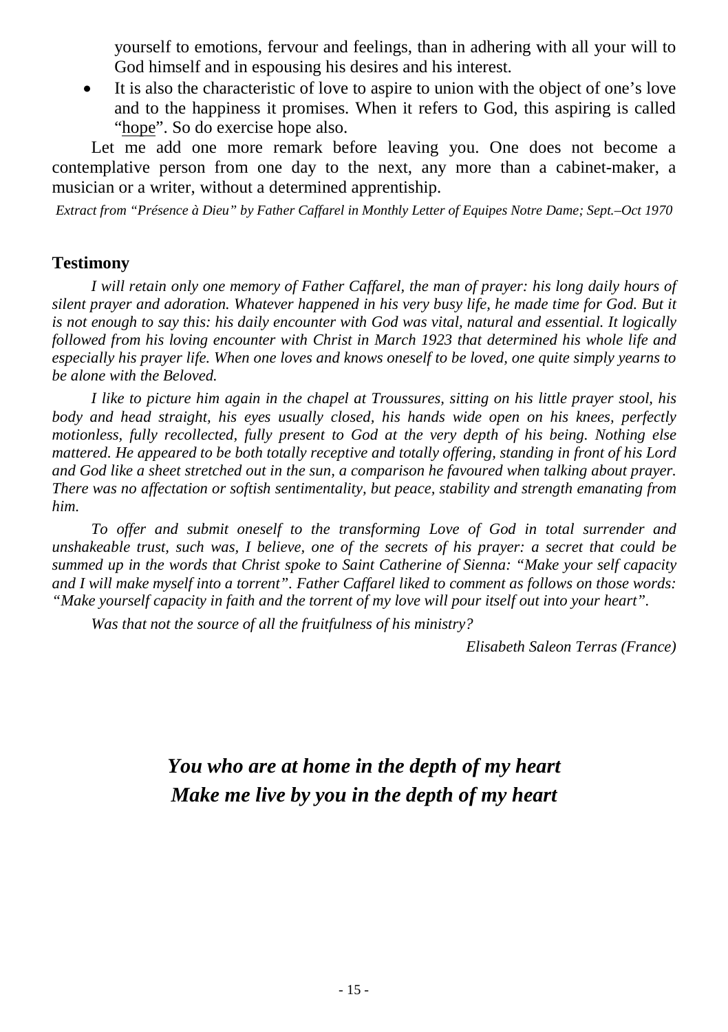yourself to emotions, fervour and feelings, than in adhering with all your will to God himself and in espousing his desires and his interest.

- It is also the characteristic of love to aspire to union with the object of one's love and to the happiness it promises. When it refers to God, this aspiring is called "hope". So do exercise hope also.

Let me add one more remark before leaving you. One does not become a contemplative person from one day to the next, any more than a cabinet-maker, a musician or a writer, without a determined apprentiship.

*Extract from "Présence à Dieu" by Father Caffarel in Monthly Letter of Equipes Notre Dame; Sept.–Oct 1970*

**Testimony**

*I will retain only one memory of Father Caffarel, the man of prayer: his long daily hours of silent prayer and adoration. Whatever happened in his very busy life, he made time for God. But it is not enough to say this: his daily encounter with God was vital, natural and essential. It logically followed from his loving encounter with Christ in March 1923 that determined his whole life and especially his prayer life. When one loves and knows oneself to be loved, one quite simply yearns to be alone with the Beloved.*

*I like to picture him again in the chapel at Troussures, sitting on his little prayer stool, his body and head straight, his eyes usually closed, his hands wide open on his knees, perfectly motionless, fully recollected, fully present to God at the very depth of his being. Nothing else mattered. He appeared to be both totally receptive and totally offering, standing in front of his Lord and God like a sheet stretched out in the sun, a comparison he favoured when talking about prayer. There was no affectation or softish sentimentality, but peace, stability and strength emanating from him.*

*To offer and submit oneself to the transforming Love of God in total surrender and unshakeable trust, such was, I believe, one of the secrets of his prayer: a secret that could be summed up in the words that Christ spoke to Saint Catherine of Sienna: "Make your self capacity and I will make myself into a torrent". Father Caffarel liked to comment as follows on those words: "Make yourself capacity in faith and the torrent of my love will pour itself out into your heart".*

*Was that not the source of all the fruitfulness of his ministry?*

*Elisabeth Saleon Terras (France)*

***You who are at home in the depth of my heart***
***Make me live by you in the depth of my heart***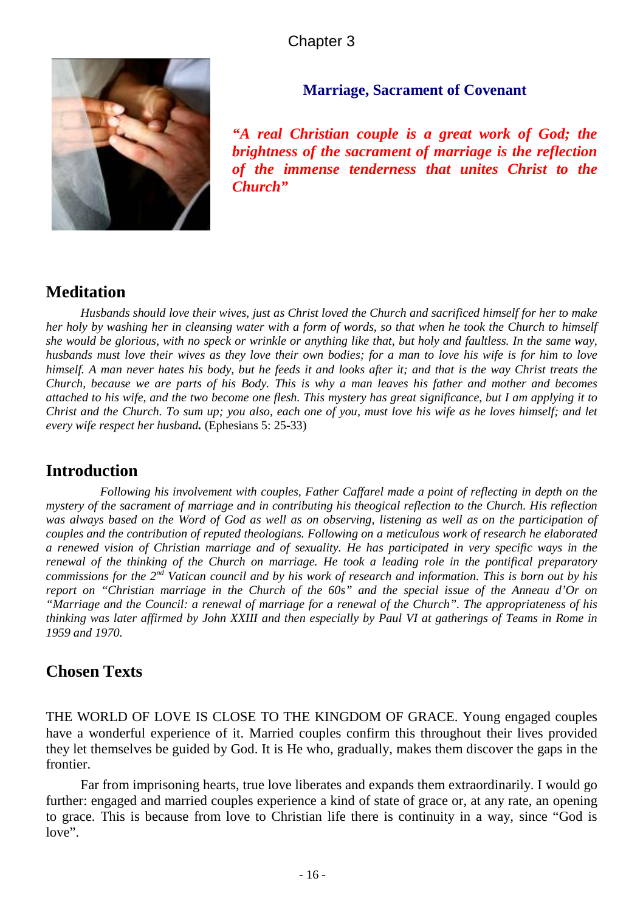Chapter 3

## Marriage, Sacrament of Covenant

***"A real Christian couple is a great work of God; the brightness of the sacrament of marriage is the reflection of the immense tenderness that unites Christ to the Church"***

## Meditation

*Husbands should love their wives, just as Christ loved the Church and sacrificed himself for her to make her holy by washing her in cleansing water with a form of words, so that when he took the Church to himself she would be glorious, with no speck or wrinkle or anything like that, but holy and faultless. In the same way, husbands must love their wives as they love their own bodies; for a man to love his wife is for him to love himself. A man never hates his body, but he feeds it and looks after it; and that is the way Christ treats the Church, because we are parts of his Body. This is why a man leaves his father and mother and becomes attached to his wife, and the two become one flesh. This mystery has great significance, but I am applying it to Christ and the Church. To sum up; you also, each one of you, must love his wife as he loves himself; and let every wife respect her husband.* (Ephesians 5: 25-33)

## Introduction

*Following his involvement with couples, Father Caffarel made a point of reflecting in depth on the mystery of the sacrament of marriage and in contributing his theogical reflection to the Church. His reflection was always based on the Word of God as well as on observing, listening as well as on the participation of couples and the contribution of reputed theologians. Following on a meticulous work of research he elaborated a renewed vision of Christian marriage and of sexuality. He has participated in very specific ways in the renewal of the thinking of the Church on marriage. He took a leading role in the pontifical preparatory commissions for the 2nd Vatican council and by his work of research and information. This is born out by his report on "Christian marriage in the Church of the 60s" and the special issue of the Anneau d'Or on "Marriage and the Council: a renewal of marriage for a renewal of the Church". The appropriateness of his thinking was later affirmed by John XXIII and then especially by Paul VI at gatherings of Teams in Rome in 1959 and 1970.*

## Chosen Texts

THE WORLD OF LOVE IS CLOSE TO THE KINGDOM OF GRACE. Young engaged couples have a wonderful experience of it. Married couples confirm this throughout their lives provided they let themselves be guided by God. It is He who, gradually, makes them discover the gaps in the frontier.

Far from imprisoning hearts, true love liberates and expands them extraordinarily. I would go further: engaged and married couples experience a kind of state of grace or, at any rate, an opening to grace. This is because from love to Christian life there is continuity in a way, since "God is love".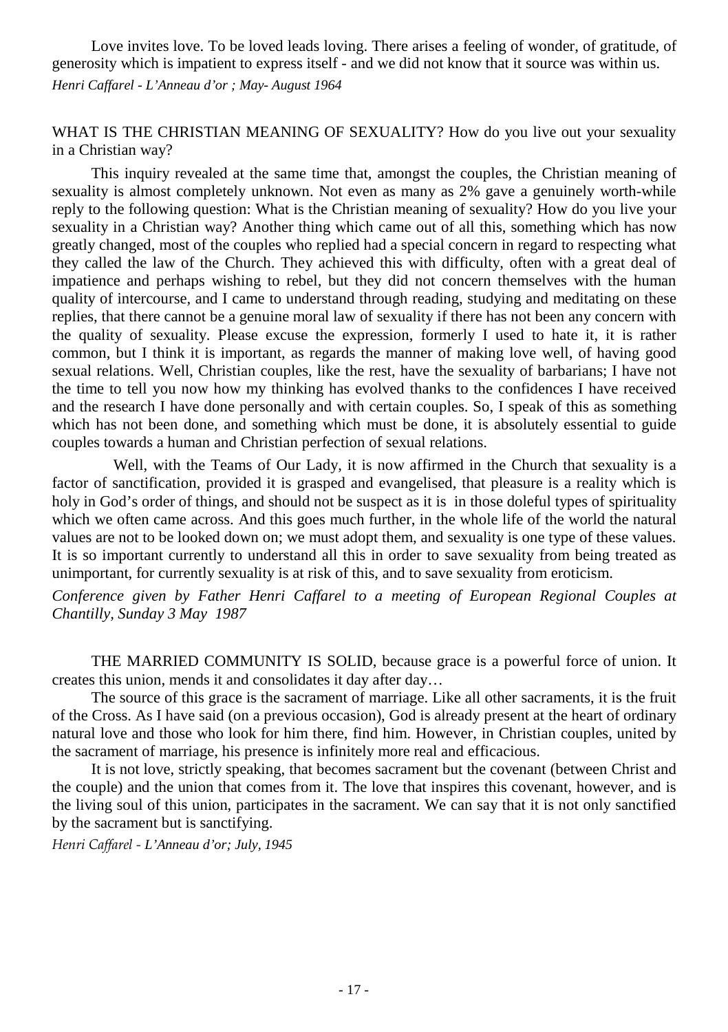Love invites love. To be loved leads loving. There arises a feeling of wonder, of gratitude, of generosity which is impatient to express itself - and we did not know that it source was within us.

*Henri Caffarel - L'Anneau d'or ; May- August 1964*

WHAT IS THE CHRISTIAN MEANING OF SEXUALITY? How do you live out your sexuality in a Christian way?

This inquiry revealed at the same time that, amongst the couples, the Christian meaning of sexuality is almost completely unknown. Not even as many as 2% gave a genuinely worth-while reply to the following question: What is the Christian meaning of sexuality? How do you live your sexuality in a Christian way? Another thing which came out of all this, something which has now greatly changed, most of the couples who replied had a special concern in regard to respecting what they called the law of the Church. They achieved this with difficulty, often with a great deal of impatience and perhaps wishing to rebel, but they did not concern themselves with the human quality of intercourse, and I came to understand through reading, studying and meditating on these replies, that there cannot be a genuine moral law of sexuality if there has not been any concern with the quality of sexuality. Please excuse the expression, formerly I used to hate it, it is rather common, but I think it is important, as regards the manner of making love well, of having good sexual relations. Well, Christian couples, like the rest, have the sexuality of barbarians; I have not the time to tell you now how my thinking has evolved thanks to the confidences I have received and the research I have done personally and with certain couples. So, I speak of this as something which has not been done, and something which must be done, it is absolutely essential to guide couples towards a human and Christian perfection of sexual relations.

Well, with the Teams of Our Lady, it is now affirmed in the Church that sexuality is a factor of sanctification, provided it is grasped and evangelised, that pleasure is a reality which is holy in God's order of things, and should not be suspect as it is in those doleful types of spirituality which we often came across. And this goes much further, in the whole life of the world the natural values are not to be looked down on; we must adopt them, and sexuality is one type of these values. It is so important currently to understand all this in order to save sexuality from being treated as unimportant, for currently sexuality is at risk of this, and to save sexuality from eroticism.

*Conference given by Father Henri Caffarel to a meeting of European Regional Couples at Chantilly, Sunday 3 May 1987*

THE MARRIED COMMUNITY IS SOLID, because grace is a powerful force of union. It creates this union, mends it and consolidates it day after day…

The source of this grace is the sacrament of marriage. Like all other sacraments, it is the fruit of the Cross. As I have said (on a previous occasion), God is already present at the heart of ordinary natural love and those who look for him there, find him. However, in Christian couples, united by the sacrament of marriage, his presence is infinitely more real and efficacious.

It is not love, strictly speaking, that becomes sacrament but the covenant (between Christ and the couple) and the union that comes from it. The love that inspires this covenant, however, and is the living soul of this union, participates in the sacrament. We can say that it is not only sanctified by the sacrament but is sanctifying.

*Henri Caffarel - L'Anneau d'or; July, 1945*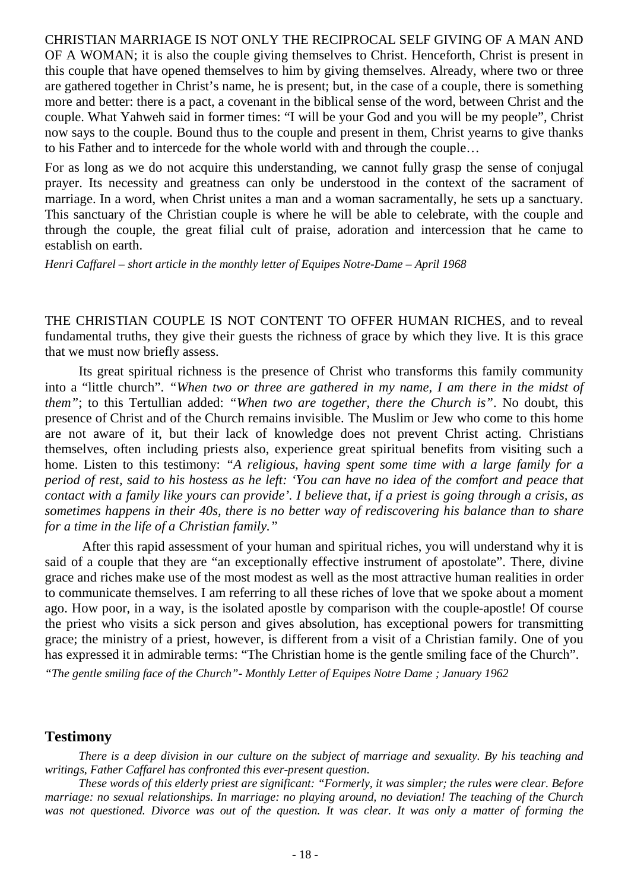CHRISTIAN MARRIAGE IS NOT ONLY THE RECIPROCAL SELF GIVING OF A MAN AND OF A WOMAN; it is also the couple giving themselves to Christ. Henceforth, Christ is present in this couple that have opened themselves to him by giving themselves. Already, where two or three are gathered together in Christ's name, he is present; but, in the case of a couple, there is something more and better: there is a pact, a covenant in the biblical sense of the word, between Christ and the couple. What Yahweh said in former times: "I will be your God and you will be my people", Christ now says to the couple. Bound thus to the couple and present in them, Christ yearns to give thanks to his Father and to intercede for the whole world with and through the couple…

For as long as we do not acquire this understanding, we cannot fully grasp the sense of conjugal prayer. Its necessity and greatness can only be understood in the context of the sacrament of marriage. In a word, when Christ unites a man and a woman sacramentally, he sets up a sanctuary. This sanctuary of the Christian couple is where he will be able to celebrate, with the couple and through the couple, the great filial cult of praise, adoration and intercession that he came to establish on earth.

*Henri Caffarel – short article in the monthly letter of Equipes Notre-Dame – April 1968*

THE CHRISTIAN COUPLE IS NOT CONTENT TO OFFER HUMAN RICHES, and to reveal fundamental truths, they give their guests the richness of grace by which they live. It is this grace that we must now briefly assess.

Its great spiritual richness is the presence of Christ who transforms this family community into a "little church". *"When two or three are gathered in my name, I am there in the midst of them"*; to this Tertullian added: *"When two are together, there the Church is"*. No doubt, this presence of Christ and of the Church remains invisible. The Muslim or Jew who come to this home are not aware of it, but their lack of knowledge does not prevent Christ acting. Christians themselves, often including priests also, experience great spiritual benefits from visiting such a home. Listen to this testimony: *"A religious, having spent some time with a large family for a period of rest, said to his hostess as he left: 'You can have no idea of the comfort and peace that contact with a family like yours can provide'. I believe that, if a priest is going through a crisis, as sometimes happens in their 40s, there is no better way of rediscovering his balance than to share for a time in the life of a Christian family."*

After this rapid assessment of your human and spiritual riches, you will understand why it is said of a couple that they are "an exceptionally effective instrument of apostolate". There, divine grace and riches make use of the most modest as well as the most attractive human realities in order to communicate themselves. I am referring to all these riches of love that we spoke about a moment ago. How poor, in a way, is the isolated apostle by comparison with the couple-apostle! Of course the priest who visits a sick person and gives absolution, has exceptional powers for transmitting grace; the ministry of a priest, however, is different from a visit of a Christian family. One of you has expressed it in admirable terms: "The Christian home is the gentle smiling face of the Church".

*"The gentle smiling face of the Church"- Monthly Letter of Equipes Notre Dame ; January 1962*

## Testimony

*There is a deep division in our culture on the subject of marriage and sexuality. By his teaching and writings, Father Caffarel has confronted this ever-present question.*

*These words of this elderly priest are significant: "Formerly, it was simpler; the rules were clear. Before marriage: no sexual relationships. In marriage: no playing around, no deviation! The teaching of the Church was not questioned. Divorce was out of the question. It was clear. It was only a matter of forming the*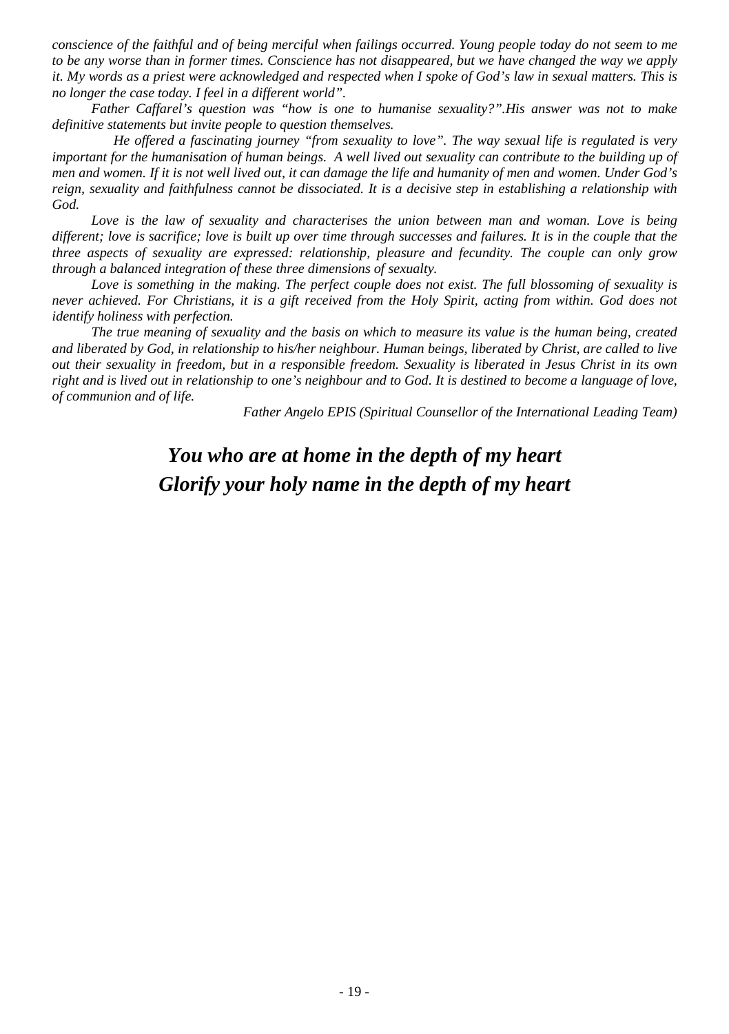*conscience of the faithful and of being merciful when failings occurred. Young people today do not seem to me to be any worse than in former times. Conscience has not disappeared, but we have changed the way we apply it. My words as a priest were acknowledged and respected when I spoke of God's law in sexual matters. This is no longer the case today. I feel in a different world".*

*Father Caffarel's question was "how is one to humanise sexuality?".His answer was not to make definitive statements but invite people to question themselves.*

*He offered a fascinating journey "from sexuality to love". The way sexual life is regulated is very important for the humanisation of human beings. A well lived out sexuality can contribute to the building up of men and women. If it is not well lived out, it can damage the life and humanity of men and women. Under God's reign, sexuality and faithfulness cannot be dissociated. It is a decisive step in establishing a relationship with God.*

*Love is the law of sexuality and characterises the union between man and woman. Love is being different; love is sacrifice; love is built up over time through successes and failures. It is in the couple that the three aspects of sexuality are expressed: relationship, pleasure and fecundity. The couple can only grow through a balanced integration of these three dimensions of sexualty.*

*Love is something in the making. The perfect couple does not exist. The full blossoming of sexuality is never achieved. For Christians, it is a gift received from the Holy Spirit, acting from within. God does not identify holiness with perfection.*

*The true meaning of sexuality and the basis on which to measure its value is the human being, created and liberated by God, in relationship to his/her neighbour. Human beings, liberated by Christ, are called to live out their sexuality in freedom, but in a responsible freedom. Sexuality is liberated in Jesus Christ in its own right and is lived out in relationship to one's neighbour and to God. It is destined to become a language of love, of communion and of life.*

*Father Angelo EPIS (Spiritual Counsellor of the International Leading Team)*

***You who are at home in the depth of my heart***
***Glorify your holy name in the depth of my heart***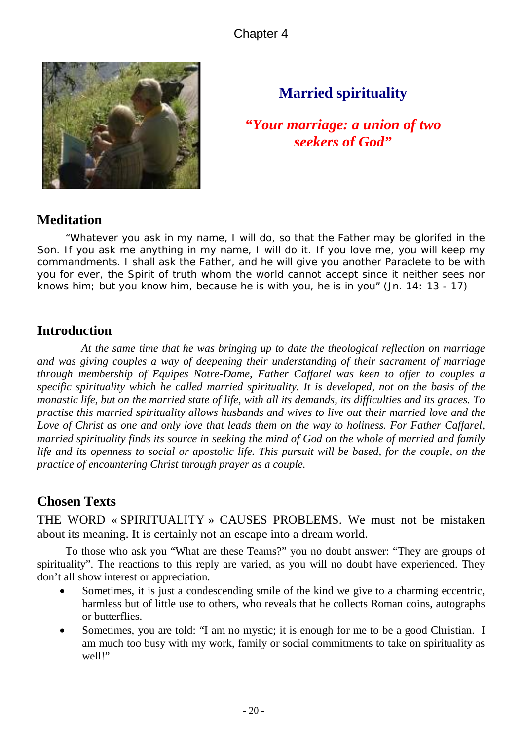# Chapter 4

## Married spirituality

***"Your marriage: a union of two seekers of God"***

## Meditation

"Whatever you ask in my name, I will do, so that the Father may be glorifed in the Son. If you ask me anything in my name, I will do it. If you love me, you will keep my commandments. I shall ask the Father, and he will give you another Paraclete to be with you for ever, the Spirit of truth whom the world cannot accept since it neither sees nor knows him; but you know him, because he is with you, he is in you" (Jn. 14: 13 - 17)

## Introduction

*At the same time that he was bringing up to date the theological reflection on marriage and was giving couples a way of deepening their understanding of their sacrament of marriage through membership of Equipes Notre-Dame, Father Caffarel was keen to offer to couples a specific spirituality which he called married spirituality. It is developed, not on the basis of the monastic life, but on the married state of life, with all its demands, its difficulties and its graces. To practise this married spirituality allows husbands and wives to live out their married love and the Love of Christ as one and only love that leads them on the way to holiness. For Father Caffarel, married spirituality finds its source in seeking the mind of God on the whole of married and family life and its openness to social or apostolic life. This pursuit will be based, for the couple, on the practice of encountering Christ through prayer as a couple.*

## Chosen Texts

THE WORD « SPIRITUALITY » CAUSES PROBLEMS. We must not be mistaken about its meaning. It is certainly not an escape into a dream world.

To those who ask you "What are these Teams?" you no doubt answer: "They are groups of spirituality". The reactions to this reply are varied, as you will no doubt have experienced. They don't all show interest or appreciation.

- Sometimes, it is just a condescending smile of the kind we give to a charming eccentric, harmless but of little use to others, who reveals that he collects Roman coins, autographs or butterflies.
- Sometimes, you are told: "I am no mystic; it is enough for me to be a good Christian. I am much too busy with my work, family or social commitments to take on spirituality as well!"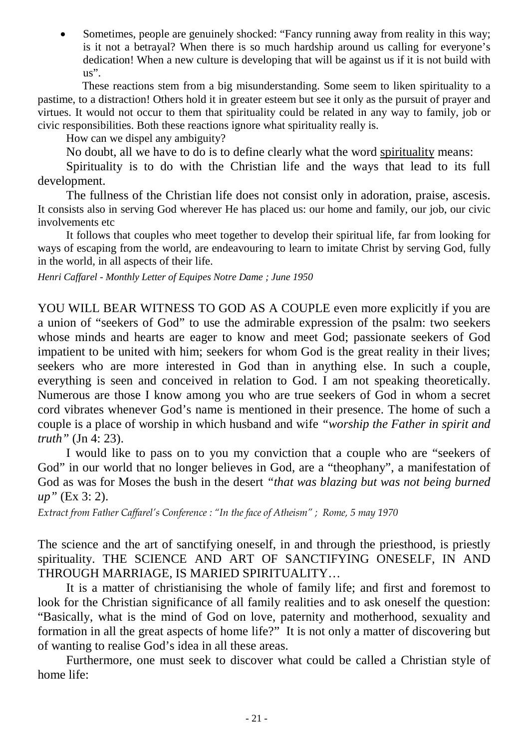- Sometimes, people are genuinely shocked: "Fancy running away from reality in this way; is it not a betrayal? When there is so much hardship around us calling for everyone's dedication! When a new culture is developing that will be against us if it is not build with us".

These reactions stem from a big misunderstanding. Some seem to liken spirituality to a pastime, to a distraction! Others hold it in greater esteem but see it only as the pursuit of prayer and virtues. It would not occur to them that spirituality could be related in any way to family, job or civic responsibilities. Both these reactions ignore what spirituality really is.

How can we dispel any ambiguity?

No doubt, all we have to do is to define clearly what the word <u>spirituality</u> means:

Spirituality is to do with the Christian life and the ways that lead to its full development.

The fullness of the Christian life does not consist only in adoration, praise, ascesis. It consists also in serving God wherever He has placed us: our home and family, our job, our civic involvements etc

It follows that couples who meet together to develop their spiritual life, far from looking for ways of escaping from the world, are endeavouring to learn to imitate Christ by serving God, fully in the world, in all aspects of their life.

*Henri Caffarel - Monthly Letter of Equipes Notre Dame ; June 1950*

YOU WILL BEAR WITNESS TO GOD AS A COUPLE even more explicitly if you are a union of "seekers of God" to use the admirable expression of the psalm: two seekers whose minds and hearts are eager to know and meet God; passionate seekers of God impatient to be united with him; seekers for whom God is the great reality in their lives; seekers who are more interested in God than in anything else. In such a couple, everything is seen and conceived in relation to God. I am not speaking theoretically. Numerous are those I know among you who are true seekers of God in whom a secret cord vibrates whenever God's name is mentioned in their presence. The home of such a couple is a place of worship in which husband and wife *"worship the Father in spirit and truth"* (Jn 4: 23).

I would like to pass on to you my conviction that a couple who are "seekers of God" in our world that no longer believes in God, are a "theophany", a manifestation of God as was for Moses the bush in the desert *"that was blazing but was not being burned up"* (Ex 3: 2).

*Extract from Father Caffarel's Conference : "In the face of Atheism" ; Rome, 5 may 1970*

The science and the art of sanctifying oneself, in and through the priesthood, is priestly spirituality. THE SCIENCE AND ART OF SANCTIFYING ONESELF, IN AND THROUGH MARRIAGE, IS MARIED SPIRITUALITY…

It is a matter of christianising the whole of family life; and first and foremost to look for the Christian significance of all family realities and to ask oneself the question: "Basically, what is the mind of God on love, paternity and motherhood, sexuality and formation in all the great aspects of home life?" It is not only a matter of discovering but of wanting to realise God's idea in all these areas.

Furthermore, one must seek to discover what could be called a Christian style of home life: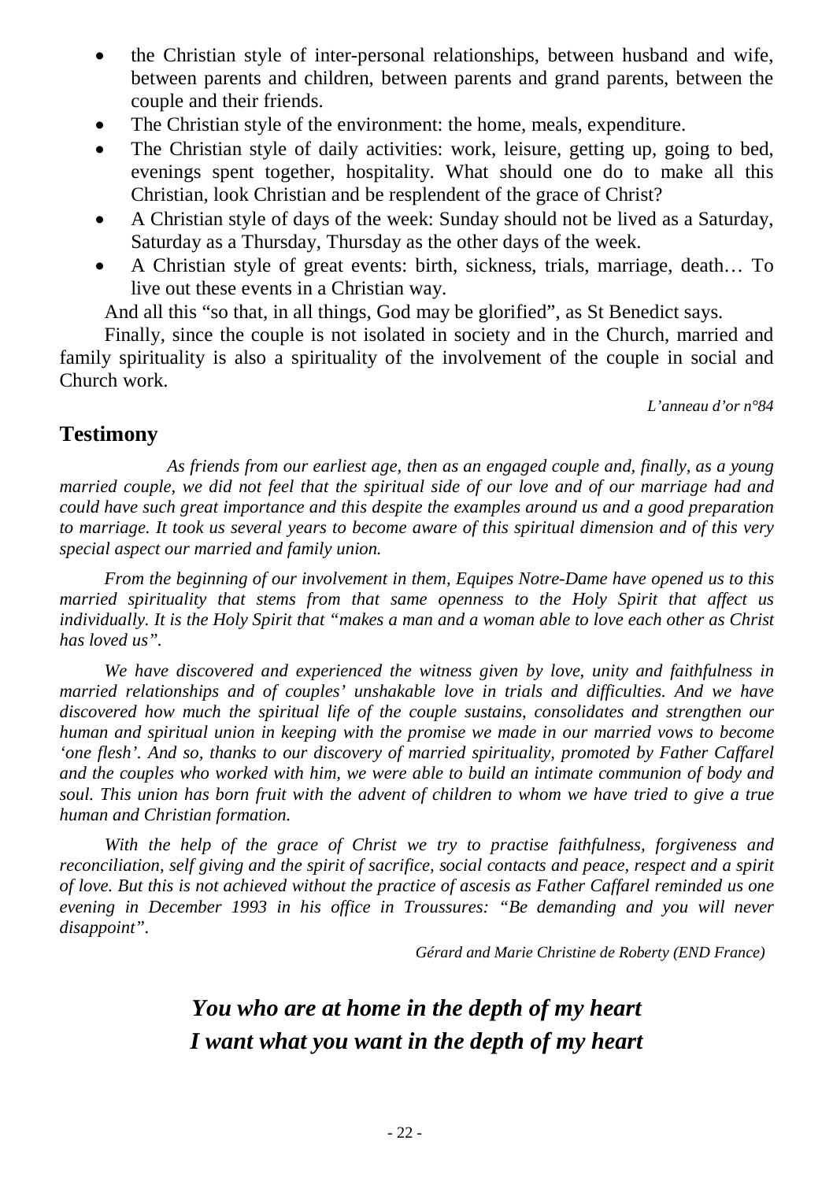- the Christian style of inter-personal relationships, between husband and wife, between parents and children, between parents and grand parents, between the couple and their friends.
- The Christian style of the environment: the home, meals, expenditure.
- The Christian style of daily activities: work, leisure, getting up, going to bed, evenings spent together, hospitality. What should one do to make all this Christian, look Christian and be resplendent of the grace of Christ?
- A Christian style of days of the week: Sunday should not be lived as a Saturday, Saturday as a Thursday, Thursday as the other days of the week.
- A Christian style of great events: birth, sickness, trials, marriage, death… To live out these events in a Christian way.

And all this "so that, in all things, God may be glorified", as St Benedict says.

Finally, since the couple is not isolated in society and in the Church, married and family spirituality is also a spirituality of the involvement of the couple in social and Church work.

*L'anneau d'or n°84*

## Testimony

*As friends from our earliest age, then as an engaged couple and, finally, as a young married couple, we did not feel that the spiritual side of our love and of our marriage had and could have such great importance and this despite the examples around us and a good preparation to marriage. It took us several years to become aware of this spiritual dimension and of this very special aspect our married and family union.*

*From the beginning of our involvement in them, Equipes Notre-Dame have opened us to this married spirituality that stems from that same openness to the Holy Spirit that affect us individually. It is the Holy Spirit that "makes a man and a woman able to love each other as Christ has loved us".*

*We have discovered and experienced the witness given by love, unity and faithfulness in married relationships and of couples' unshakable love in trials and difficulties. And we have discovered how much the spiritual life of the couple sustains, consolidates and strengthen our human and spiritual union in keeping with the promise we made in our married vows to become 'one flesh'. And so, thanks to our discovery of married spirituality, promoted by Father Caffarel and the couples who worked with him, we were able to build an intimate communion of body and soul. This union has born fruit with the advent of children to whom we have tried to give a true human and Christian formation.*

*With the help of the grace of Christ we try to practise faithfulness, forgiveness and reconciliation, self giving and the spirit of sacrifice, social contacts and peace, respect and a spirit of love. But this is not achieved without the practice of ascesis as Father Caffarel reminded us one evening in December 1993 in his office in Troussures: "Be demanding and you will never disappoint".*

*Gérard and Marie Christine de Roberty (END France)*

***You who are at home in the depth of my heart***
***I want what you want in the depth of my heart***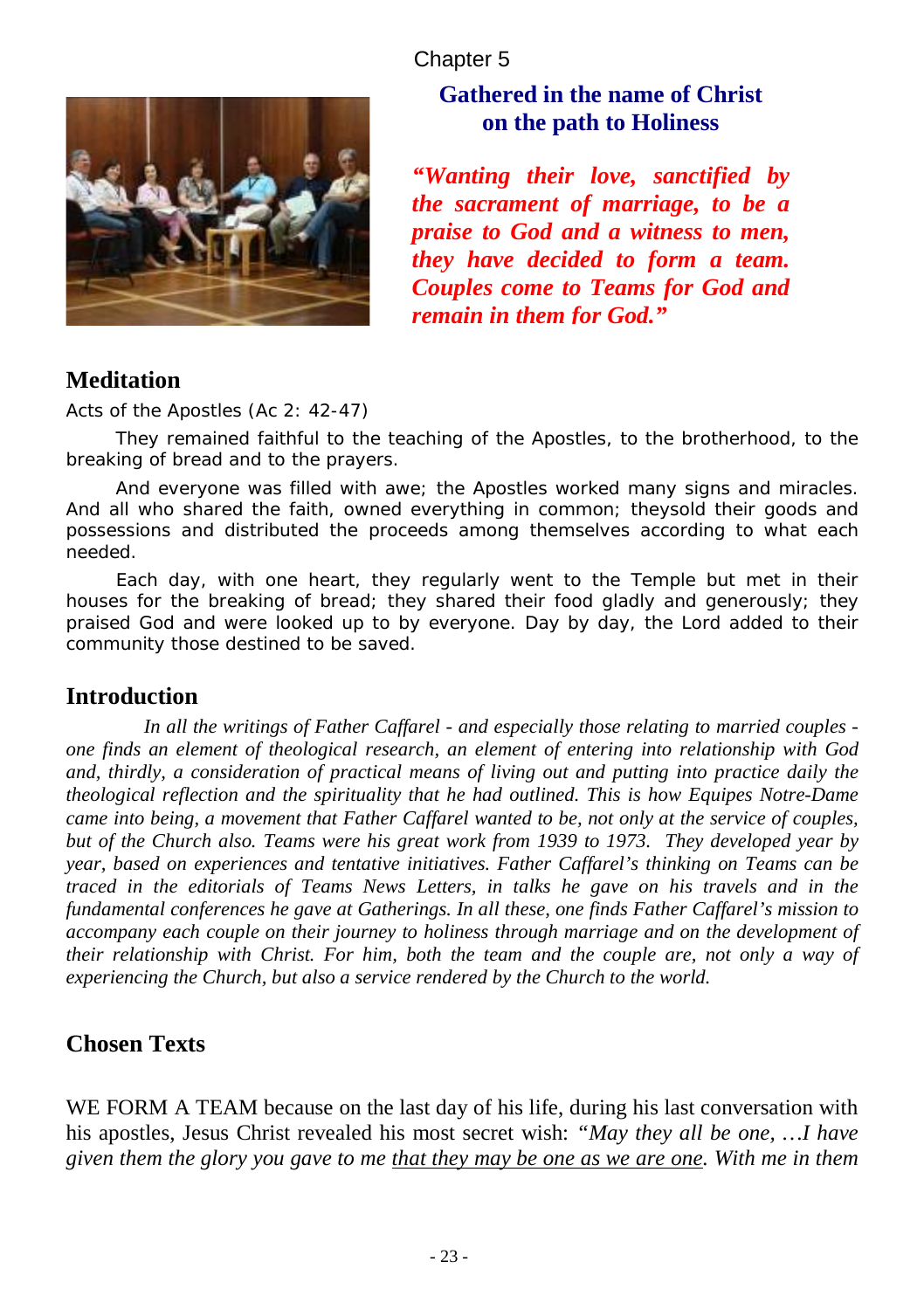Chapter 5

## Gathered in the name of Christ on the path to Holiness

***"Wanting their love, sanctified by the sacrament of marriage, to be a praise to God and a witness to men, they have decided to form a team. Couples come to Teams for God and remain in them for God."***

## Meditation

Acts of the Apostles (Ac 2: 42-47)

They remained faithful to the teaching of the Apostles, to the brotherhood, to the breaking of bread and to the prayers.

And everyone was filled with awe; the Apostles worked many signs and miracles. And all who shared the faith, owned everything in common; theysold their goods and possessions and distributed the proceeds among themselves according to what each needed.

Each day, with one heart, they regularly went to the Temple but met in their houses for the breaking of bread; they shared their food gladly and generously; they praised God and were looked up to by everyone. Day by day, the Lord added to their community those destined to be saved.

## Introduction

*In all the writings of Father Caffarel - and especially those relating to married couples - one finds an element of theological research, an element of entering into relationship with God and, thirdly, a consideration of practical means of living out and putting into practice daily the theological reflection and the spirituality that he had outlined. This is how Equipes Notre-Dame came into being, a movement that Father Caffarel wanted to be, not only at the service of couples, but of the Church also. Teams were his great work from 1939 to 1973. They developed year by year, based on experiences and tentative initiatives. Father Caffarel's thinking on Teams can be traced in the editorials of Teams News Letters, in talks he gave on his travels and in the fundamental conferences he gave at Gatherings. In all these, one finds Father Caffarel's mission to accompany each couple on their journey to holiness through marriage and on the development of their relationship with Christ. For him, both the team and the couple are, not only a way of experiencing the Church, but also a service rendered by the Church to the world.*

## Chosen Texts

WE FORM A TEAM because on the last day of his life, during his last conversation with his apostles, Jesus Christ revealed his most secret wish: *"May they all be one, …I have given them the glory you gave to me <u>that they may be one as we are one</u>. With me in them*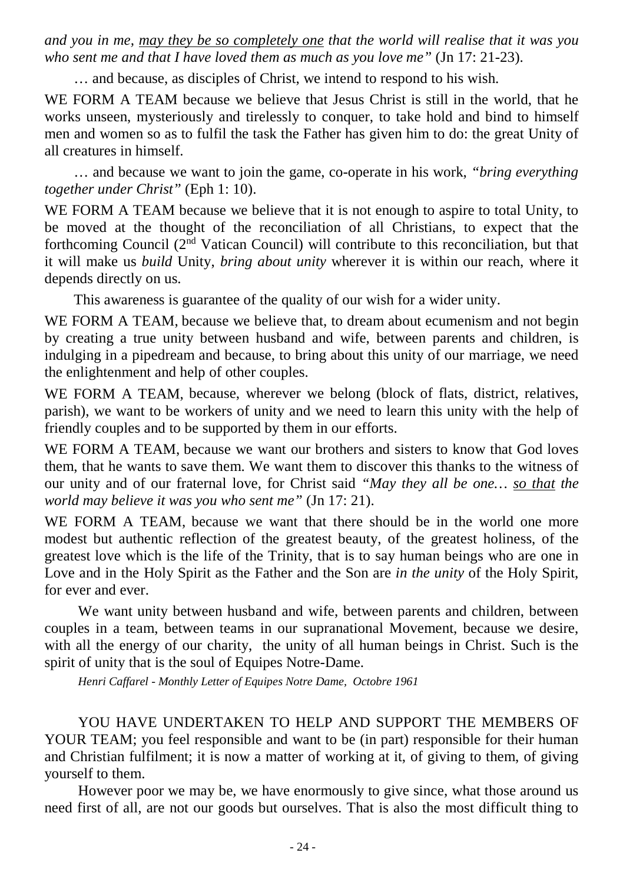*and you in me, <u>may they be so completely one</u> that the world will realise that it was you who sent me and that I have loved them as much as you love me"* (Jn 17: 21-23).

… and because, as disciples of Christ, we intend to respond to his wish.

WE FORM A TEAM because we believe that Jesus Christ is still in the world, that he works unseen, mysteriously and tirelessly to conquer, to take hold and bind to himself men and women so as to fulfil the task the Father has given him to do: the great Unity of all creatures in himself.

… and because we want to join the game, co-operate in his work, *"bring everything together under Christ"* (Eph 1: 10).

WE FORM A TEAM because we believe that it is not enough to aspire to total Unity, to be moved at the thought of the reconciliation of all Christians, to expect that the forthcoming Council (2nd Vatican Council) will contribute to this reconciliation, but that it will make us *build* Unity, *bring about unity* wherever it is within our reach, where it depends directly on us.

This awareness is guarantee of the quality of our wish for a wider unity.

WE FORM A TEAM, because we believe that, to dream about ecumenism and not begin by creating a true unity between husband and wife, between parents and children, is indulging in a pipedream and because, to bring about this unity of our marriage, we need the enlightenment and help of other couples.

WE FORM A TEAM, because, wherever we belong (block of flats, district, relatives, parish), we want to be workers of unity and we need to learn this unity with the help of friendly couples and to be supported by them in our efforts.

WE FORM A TEAM, because we want our brothers and sisters to know that God loves them, that he wants to save them. We want them to discover this thanks to the witness of our unity and of our fraternal love, for Christ said *"May they all be one… <u>so that</u> the world may believe it was you who sent me"* (Jn 17: 21).

WE FORM A TEAM, because we want that there should be in the world one more modest but authentic reflection of the greatest beauty, of the greatest holiness, of the greatest love which is the life of the Trinity, that is to say human beings who are one in Love and in the Holy Spirit as the Father and the Son are *in the unity* of the Holy Spirit, for ever and ever.

We want unity between husband and wife, between parents and children, between couples in a team, between teams in our supranational Movement, because we desire, with all the energy of our charity, the unity of all human beings in Christ. Such is the spirit of unity that is the soul of Equipes Notre-Dame.

*Henri Caffarel - Monthly Letter of Equipes Notre Dame, Octobre 1961*

YOU HAVE UNDERTAKEN TO HELP AND SUPPORT THE MEMBERS OF YOUR TEAM; you feel responsible and want to be (in part) responsible for their human and Christian fulfilment; it is now a matter of working at it, of giving to them, of giving yourself to them.

However poor we may be, we have enormously to give since, what those around us need first of all, are not our goods but ourselves. That is also the most difficult thing to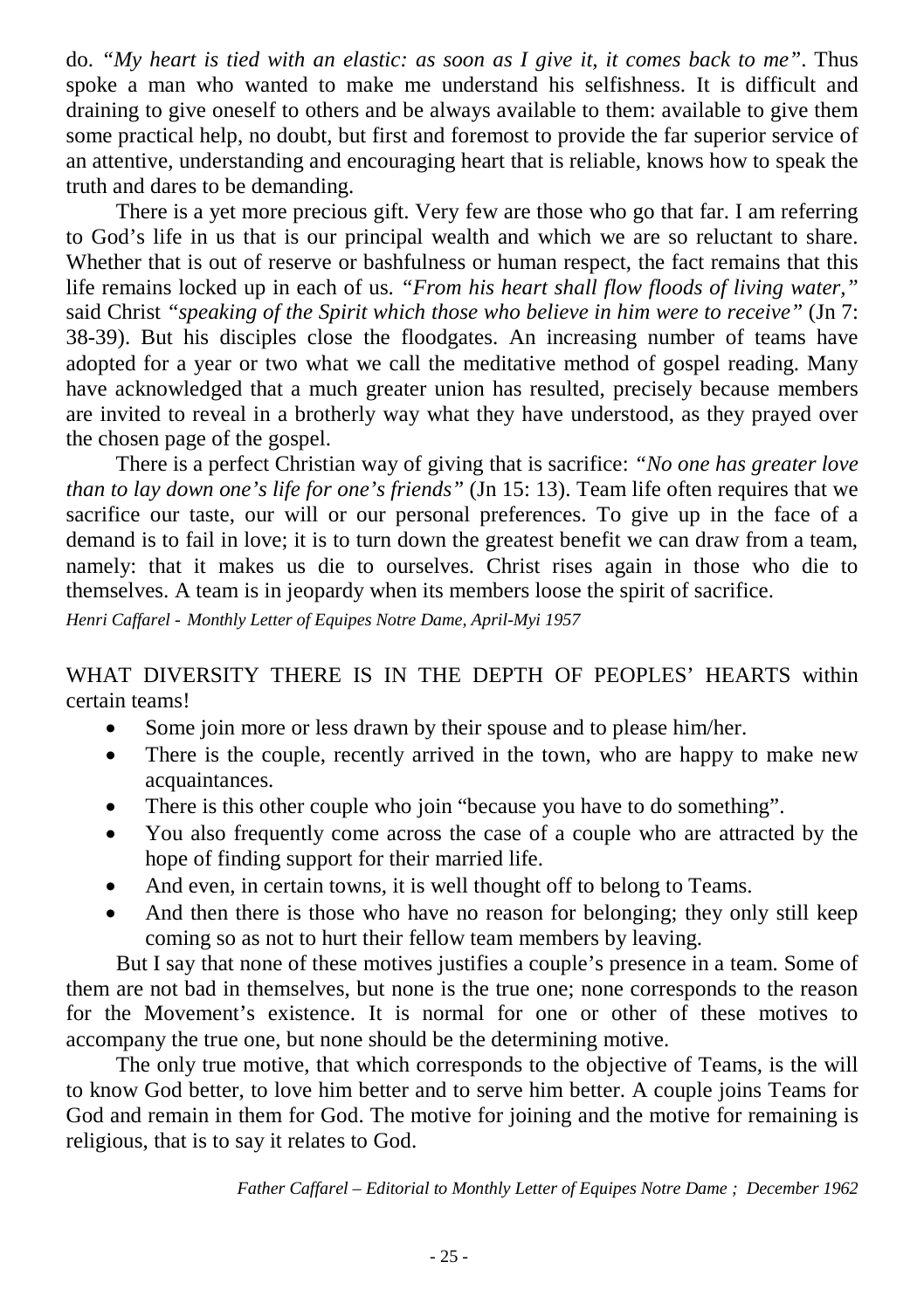do. *"My heart is tied with an elastic: as soon as I give it, it comes back to me"*. Thus spoke a man who wanted to make me understand his selfishness. It is difficult and draining to give oneself to others and be always available to them: available to give them some practical help, no doubt, but first and foremost to provide the far superior service of an attentive, understanding and encouraging heart that is reliable, knows how to speak the truth and dares to be demanding.

There is a yet more precious gift. Very few are those who go that far. I am referring to God's life in us that is our principal wealth and which we are so reluctant to share. Whether that is out of reserve or bashfulness or human respect, the fact remains that this life remains locked up in each of us. *"From his heart shall flow floods of living water,"* said Christ *"speaking of the Spirit which those who believe in him were to receive"* (Jn 7: 38-39). But his disciples close the floodgates. An increasing number of teams have adopted for a year or two what we call the meditative method of gospel reading. Many have acknowledged that a much greater union has resulted, precisely because members are invited to reveal in a brotherly way what they have understood, as they prayed over the chosen page of the gospel.

There is a perfect Christian way of giving that is sacrifice: *"No one has greater love than to lay down one's life for one's friends"* (Jn 15: 13). Team life often requires that we sacrifice our taste, our will or our personal preferences. To give up in the face of a demand is to fail in love; it is to turn down the greatest benefit we can draw from a team, namely: that it makes us die to ourselves. Christ rises again in those who die to themselves. A team is in jeopardy when its members loose the spirit of sacrifice.

*Henri Caffarel - Monthly Letter of Equipes Notre Dame, April-Myi 1957*

WHAT DIVERSITY THERE IS IN THE DEPTH OF PEOPLES' HEARTS within certain teams!

- Some join more or less drawn by their spouse and to please him/her.
- There is the couple, recently arrived in the town, who are happy to make new acquaintances.
- There is this other couple who join "because you have to do something".
- You also frequently come across the case of a couple who are attracted by the hope of finding support for their married life.
- And even, in certain towns, it is well thought off to belong to Teams.
- And then there is those who have no reason for belonging; they only still keep coming so as not to hurt their fellow team members by leaving.

But I say that none of these motives justifies a couple's presence in a team. Some of them are not bad in themselves, but none is the true one; none corresponds to the reason for the Movement's existence. It is normal for one or other of these motives to accompany the true one, but none should be the determining motive.

The only true motive, that which corresponds to the objective of Teams, is the will to know God better, to love him better and to serve him better. A couple joins Teams for God and remain in them for God. The motive for joining and the motive for remaining is religious, that is to say it relates to God.

*Father Caffarel – Editorial to Monthly Letter of Equipes Notre Dame ; December 1962*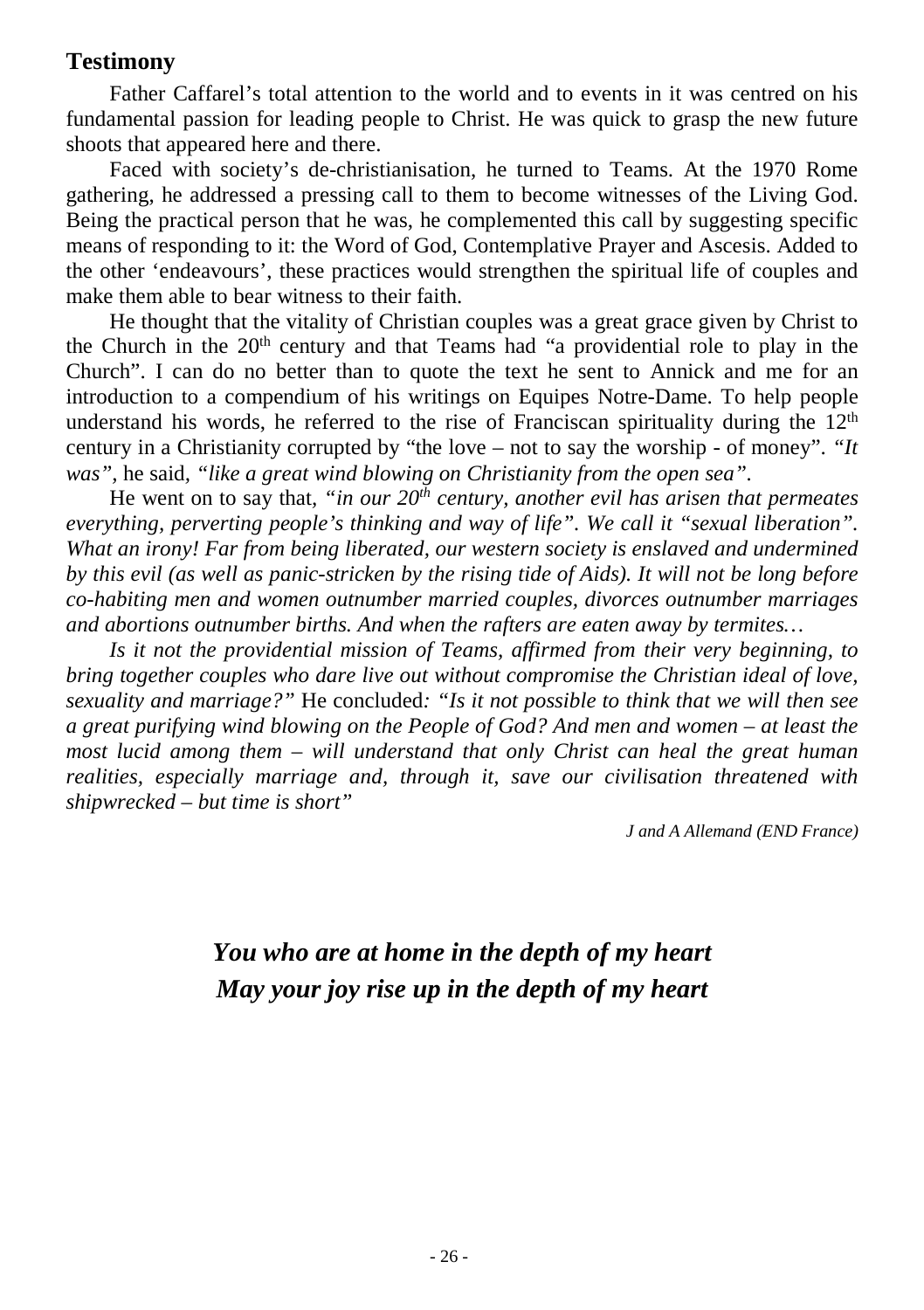## Testimony

Father Caffarel's total attention to the world and to events in it was centred on his fundamental passion for leading people to Christ. He was quick to grasp the new future shoots that appeared here and there.

Faced with society's de-christianisation, he turned to Teams. At the 1970 Rome gathering, he addressed a pressing call to them to become witnesses of the Living God. Being the practical person that he was, he complemented this call by suggesting specific means of responding to it: the Word of God, Contemplative Prayer and Ascesis. Added to the other 'endeavours', these practices would strengthen the spiritual life of couples and make them able to bear witness to their faith.

He thought that the vitality of Christian couples was a great grace given by Christ to the Church in the 20th century and that Teams had "a providential role to play in the Church". I can do no better than to quote the text he sent to Annick and me for an introduction to a compendium of his writings on Equipes Notre-Dame. To help people understand his words, he referred to the rise of Franciscan spirituality during the 12th century in a Christianity corrupted by "the love – not to say the worship - of money". *"It was"*, he said, *"like a great wind blowing on Christianity from the open sea"*.

He went on to say that, *"in our 20th century, another evil has arisen that permeates everything, perverting people's thinking and way of life". We call it "sexual liberation". What an irony! Far from being liberated, our western society is enslaved and undermined by this evil (as well as panic-stricken by the rising tide of Aids). It will not be long before co-habiting men and women outnumber married couples, divorces outnumber marriages and abortions outnumber births. And when the rafters are eaten away by termites…*

*Is it not the providential mission of Teams, affirmed from their very beginning, to bring together couples who dare live out without compromise the Christian ideal of love, sexuality and marriage?"* He concluded: *"Is it not possible to think that we will then see a great purifying wind blowing on the People of God? And men and women – at least the most lucid among them – will understand that only Christ can heal the great human realities, especially marriage and, through it, save our civilisation threatened with shipwrecked – but time is short"*

*J and A Allemand (END France)*

***You who are at home in the depth of my heart***
***May your joy rise up in the depth of my heart***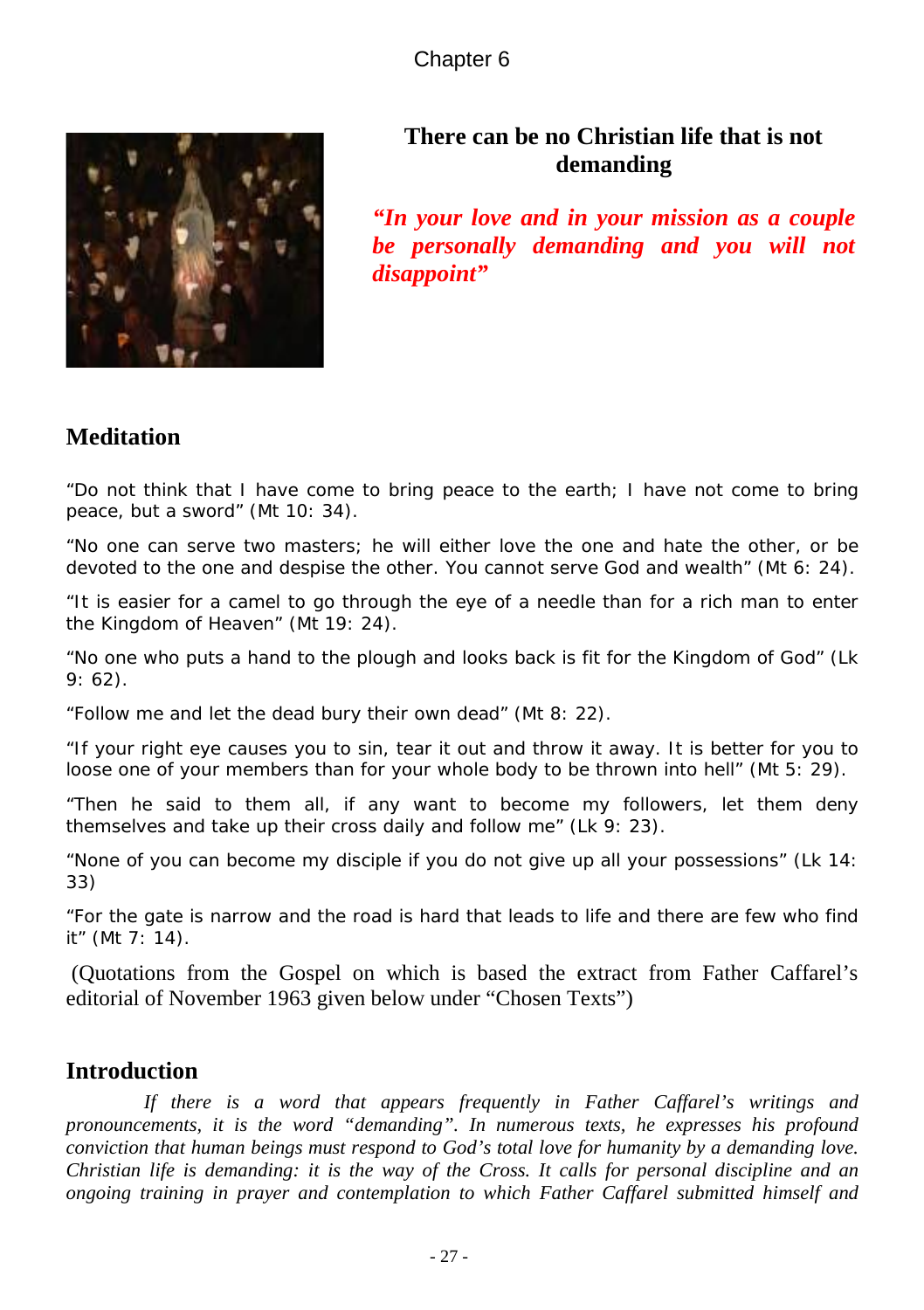# Chapter 6

## There can be no Christian life that is not demanding

***"In your love and in your mission as a couple be personally demanding and you will not disappoint"***

## Meditation

"Do not think that I have come to bring peace to the earth; I have not come to bring peace, but a sword" (Mt 10: 34).

"No one can serve two masters; he will either love the one and hate the other, or be devoted to the one and despise the other. You cannot serve God and wealth" (Mt 6: 24).

"It is easier for a camel to go through the eye of a needle than for a rich man to enter the Kingdom of Heaven" (Mt 19: 24).

"No one who puts a hand to the plough and looks back is fit for the Kingdom of God" (Lk 9: 62).

"Follow me and let the dead bury their own dead" (Mt 8: 22).

"If your right eye causes you to sin, tear it out and throw it away. It is better for you to loose one of your members than for your whole body to be thrown into hell" (Mt 5: 29).

"Then he said to them all, if any want to become my followers, let them deny themselves and take up their cross daily and follow me" (Lk 9: 23).

"None of you can become my disciple if you do not give up all your possessions" (Lk 14: 33)

"For the gate is narrow and the road is hard that leads to life and there are few who find it" (Mt 7: 14).

(Quotations from the Gospel on which is based the extract from Father Caffarel's editorial of November 1963 given below under "Chosen Texts")

## Introduction

*If there is a word that appears frequently in Father Caffarel's writings and pronouncements, it is the word "demanding". In numerous texts, he expresses his profound conviction that human beings must respond to God's total love for humanity by a demanding love. Christian life is demanding: it is the way of the Cross. It calls for personal discipline and an ongoing training in prayer and contemplation to which Father Caffarel submitted himself and*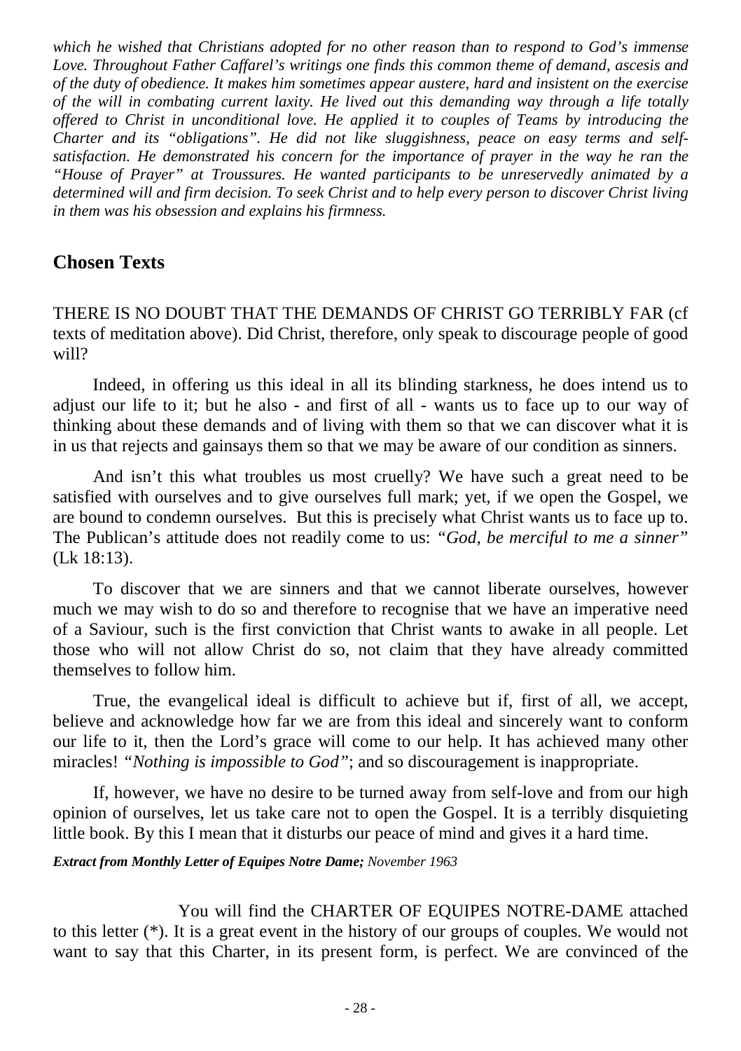*which he wished that Christians adopted for no other reason than to respond to God's immense Love. Throughout Father Caffarel's writings one finds this common theme of demand, ascesis and of the duty of obedience. It makes him sometimes appear austere, hard and insistent on the exercise of the will in combating current laxity. He lived out this demanding way through a life totally offered to Christ in unconditional love. He applied it to couples of Teams by introducing the Charter and its "obligations". He did not like sluggishness, peace on easy terms and self-satisfaction. He demonstrated his concern for the importance of prayer in the way he ran the "House of Prayer" at Troussures. He wanted participants to be unreservedly animated by a determined will and firm decision. To seek Christ and to help every person to discover Christ living in them was his obsession and explains his firmness.*

## Chosen Texts

THERE IS NO DOUBT THAT THE DEMANDS OF CHRIST GO TERRIBLY FAR (cf texts of meditation above). Did Christ, therefore, only speak to discourage people of good will?

Indeed, in offering us this ideal in all its blinding starkness, he does intend us to adjust our life to it; but he also - and first of all - wants us to face up to our way of thinking about these demands and of living with them so that we can discover what it is in us that rejects and gainsays them so that we may be aware of our condition as sinners.

And isn't this what troubles us most cruelly? We have such a great need to be satisfied with ourselves and to give ourselves full mark; yet, if we open the Gospel, we are bound to condemn ourselves. But this is precisely what Christ wants us to face up to. The Publican's attitude does not readily come to us: *"God, be merciful to me a sinner"* (Lk 18:13).

To discover that we are sinners and that we cannot liberate ourselves, however much we may wish to do so and therefore to recognise that we have an imperative need of a Saviour, such is the first conviction that Christ wants to awake in all people. Let those who will not allow Christ do so, not claim that they have already committed themselves to follow him.

True, the evangelical ideal is difficult to achieve but if, first of all, we accept, believe and acknowledge how far we are from this ideal and sincerely want to conform our life to it, then the Lord's grace will come to our help. It has achieved many other miracles! *"Nothing is impossible to God"*; and so discouragement is inappropriate.

If, however, we have no desire to be turned away from self-love and from our high opinion of ourselves, let us take care not to open the Gospel. It is a terribly disquieting little book. By this I mean that it disturbs our peace of mind and gives it a hard time.

***Extract from Monthly Letter of Equipes Notre Dame;*** *November 1963*

You will find the CHARTER OF EQUIPES NOTRE-DAME attached to this letter (*). It is a great event in the history of our groups of couples. We would not want to say that this Charter, in its present form, is perfect. We are convinced of the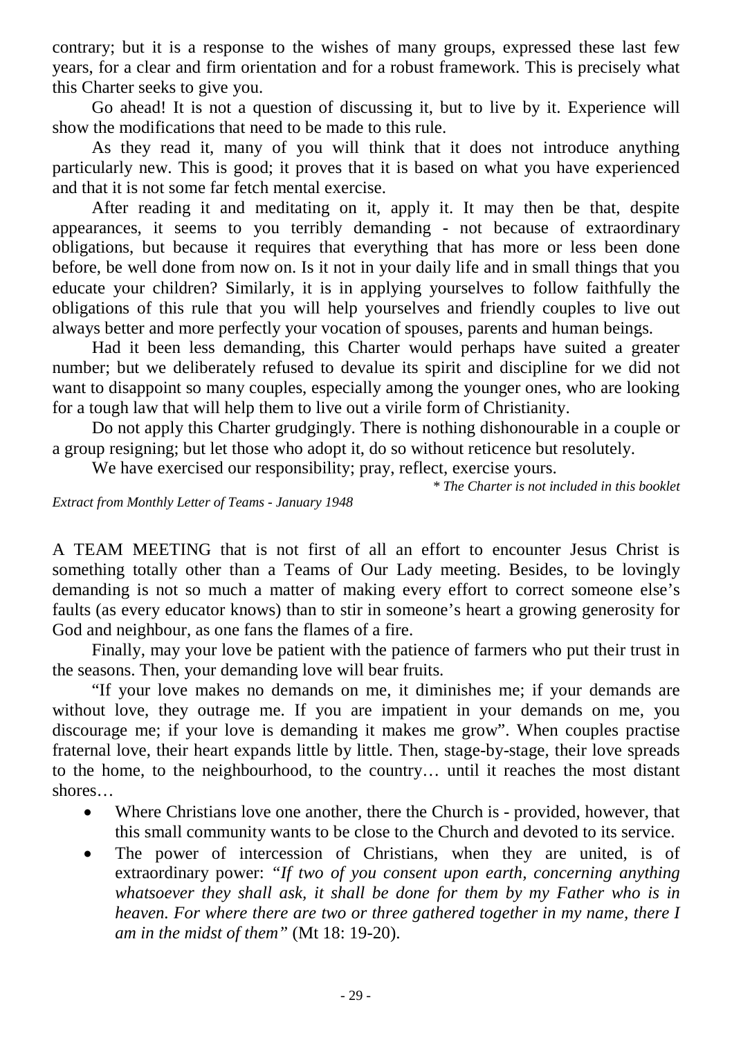contrary; but it is a response to the wishes of many groups, expressed these last few years, for a clear and firm orientation and for a robust framework. This is precisely what this Charter seeks to give you.

Go ahead! It is not a question of discussing it, but to live by it. Experience will show the modifications that need to be made to this rule.

As they read it, many of you will think that it does not introduce anything particularly new. This is good; it proves that it is based on what you have experienced and that it is not some far fetch mental exercise.

After reading it and meditating on it, apply it. It may then be that, despite appearances, it seems to you terribly demanding - not because of extraordinary obligations, but because it requires that everything that has more or less been done before, be well done from now on. Is it not in your daily life and in small things that you educate your children? Similarly, it is in applying yourselves to follow faithfully the obligations of this rule that you will help yourselves and friendly couples to live out always better and more perfectly your vocation of spouses, parents and human beings.

Had it been less demanding, this Charter would perhaps have suited a greater number; but we deliberately refused to devalue its spirit and discipline for we did not want to disappoint so many couples, especially among the younger ones, who are looking for a tough law that will help them to live out a virile form of Christianity.

Do not apply this Charter grudgingly. There is nothing dishonourable in a couple or a group resigning; but let those who adopt it, do so without reticence but resolutely.

We have exercised our responsibility; pray, reflect, exercise yours.

*\* The Charter is not included in this booklet*

*Extract from Monthly Letter of Teams - January 1948*

A TEAM MEETING that is not first of all an effort to encounter Jesus Christ is something totally other than a Teams of Our Lady meeting. Besides, to be lovingly demanding is not so much a matter of making every effort to correct someone else's faults (as every educator knows) than to stir in someone's heart a growing generosity for God and neighbour, as one fans the flames of a fire.

Finally, may your love be patient with the patience of farmers who put their trust in the seasons. Then, your demanding love will bear fruits.

"If your love makes no demands on me, it diminishes me; if your demands are without love, they outrage me. If you are impatient in your demands on me, you discourage me; if your love is demanding it makes me grow". When couples practise fraternal love, their heart expands little by little. Then, stage-by-stage, their love spreads to the home, to the neighbourhood, to the country… until it reaches the most distant shores…

- Where Christians love one another, there the Church is - provided, however, that this small community wants to be close to the Church and devoted to its service.
- The power of intercession of Christians, when they are united, is of extraordinary power: *"If two of you consent upon earth, concerning anything whatsoever they shall ask, it shall be done for them by my Father who is in heaven. For where there are two or three gathered together in my name, there I am in the midst of them"* (Mt 18: 19-20).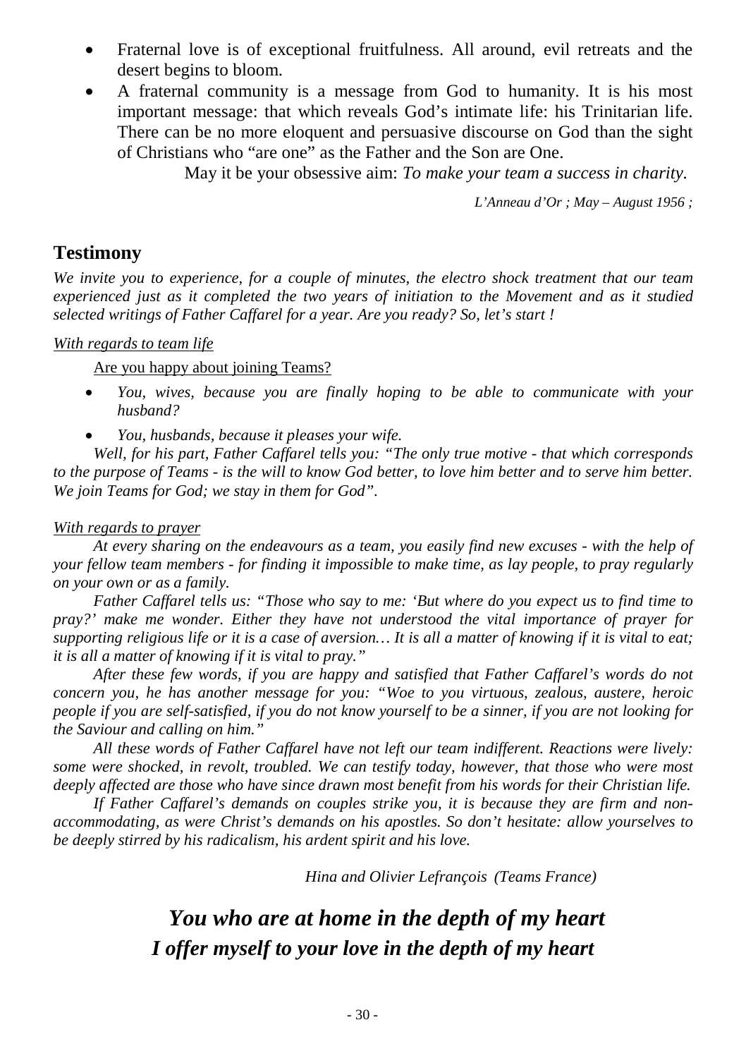- Fraternal love is of exceptional fruitfulness. All around, evil retreats and the desert begins to bloom.
- A fraternal community is a message from God to humanity. It is his most important message: that which reveals God's intimate life: his Trinitarian life. There can be no more eloquent and persuasive discourse on God than the sight of Christians who "are one" as the Father and the Son are One.

May it be your obsessive aim: *To make your team a success in charity.*

*L'Anneau d'Or ; May – August 1956 ;*

## Testimony

*We invite you to experience, for a couple of minutes, the electro shock treatment that our team experienced just as it completed the two years of initiation to the Movement and as it studied selected writings of Father Caffarel for a year. Are you ready? So, let's start !*

*With regards to team life*

Are you happy about joining Teams?

- *You, wives, because you are finally hoping to be able to communicate with your husband?*
- *You, husbands, because it pleases your wife.*

*Well, for his part, Father Caffarel tells you: "The only true motive - that which corresponds to the purpose of Teams - is the will to know God better, to love him better and to serve him better. We join Teams for God; we stay in them for God".*

*With regards to prayer*

*At every sharing on the endeavours as a team, you easily find new excuses - with the help of your fellow team members - for finding it impossible to make time, as lay people, to pray regularly on your own or as a family.*

*Father Caffarel tells us: "Those who say to me: 'But where do you expect us to find time to pray?' make me wonder. Either they have not understood the vital importance of prayer for supporting religious life or it is a case of aversion… It is all a matter of knowing if it is vital to eat; it is all a matter of knowing if it is vital to pray."*

*After these few words, if you are happy and satisfied that Father Caffarel's words do not concern you, he has another message for you: "Woe to you virtuous, zealous, austere, heroic people if you are self-satisfied, if you do not know yourself to be a sinner, if you are not looking for the Saviour and calling on him."*

*All these words of Father Caffarel have not left our team indifferent. Reactions were lively: some were shocked, in revolt, troubled. We can testify today, however, that those who were most deeply affected are those who have since drawn most benefit from his words for their Christian life.*

*If Father Caffarel's demands on couples strike you, it is because they are firm and non-accommodating, as were Christ's demands on his apostles. So don't hesitate: allow yourselves to be deeply stirred by his radicalism, his ardent spirit and his love.*

*Hina and Olivier Lefrançois (Teams France)*

***You who are at home in the depth of my heart***
***I offer myself to your love in the depth of my heart***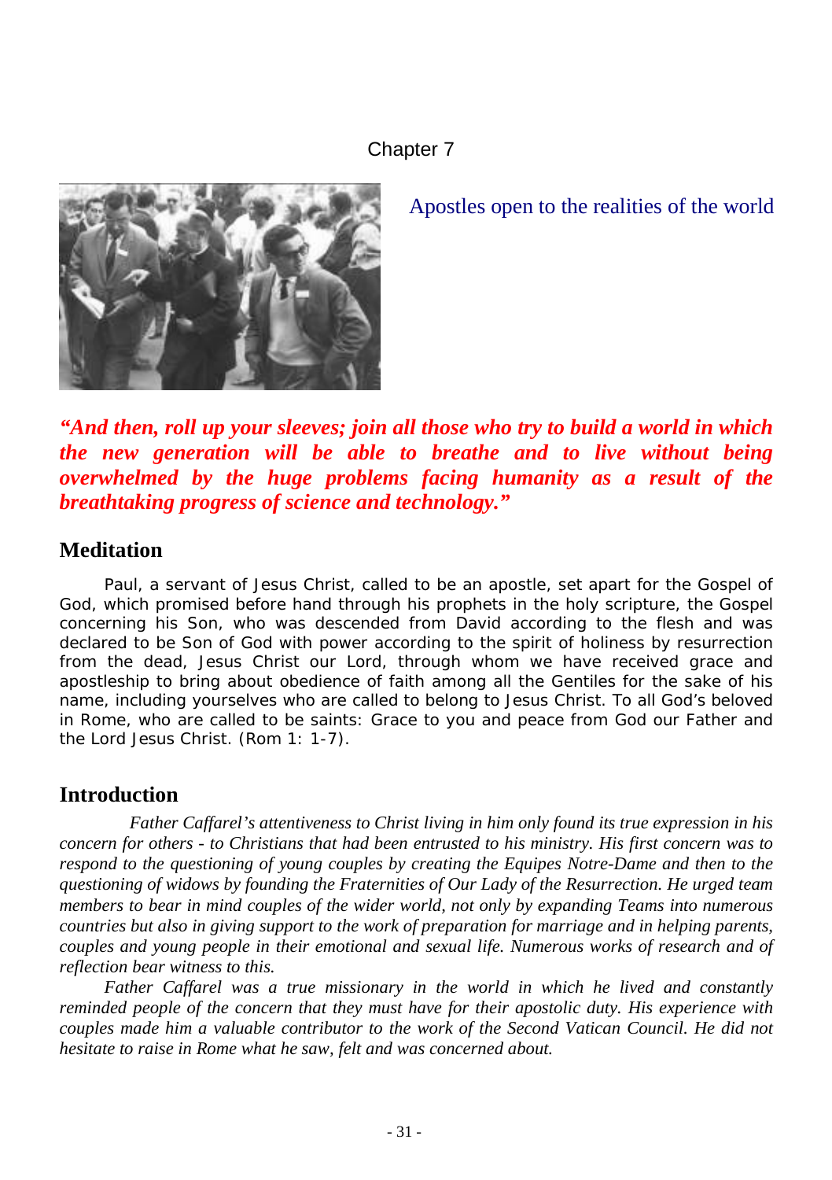Chapter 7

## Apostles open to the realities of the world

***"And then, roll up your sleeves; join all those who try to build a world in which the new generation will be able to breathe and to live without being overwhelmed by the huge problems facing humanity as a result of the breathtaking progress of science and technology."***

## Meditation

Paul, a servant of Jesus Christ, called to be an apostle, set apart for the Gospel of God, which promised before hand through his prophets in the holy scripture, the Gospel concerning his Son, who was descended from David according to the flesh and was declared to be Son of God with power according to the spirit of holiness by resurrection from the dead, Jesus Christ our Lord, through whom we have received grace and apostleship to bring about obedience of faith among all the Gentiles for the sake of his name, including yourselves who are called to belong to Jesus Christ. To all God's beloved in Rome, who are called to be saints: Grace to you and peace from God our Father and the Lord Jesus Christ. (Rom 1: 1-7).

## Introduction

*Father Caffarel's attentiveness to Christ living in him only found its true expression in his concern for others - to Christians that had been entrusted to his ministry. His first concern was to respond to the questioning of young couples by creating the Equipes Notre-Dame and then to the questioning of widows by founding the Fraternities of Our Lady of the Resurrection. He urged team members to bear in mind couples of the wider world, not only by expanding Teams into numerous countries but also in giving support to the work of preparation for marriage and in helping parents, couples and young people in their emotional and sexual life. Numerous works of research and of reflection bear witness to this.*

*Father Caffarel was a true missionary in the world in which he lived and constantly reminded people of the concern that they must have for their apostolic duty. His experience with couples made him a valuable contributor to the work of the Second Vatican Council. He did not hesitate to raise in Rome what he saw, felt and was concerned about.*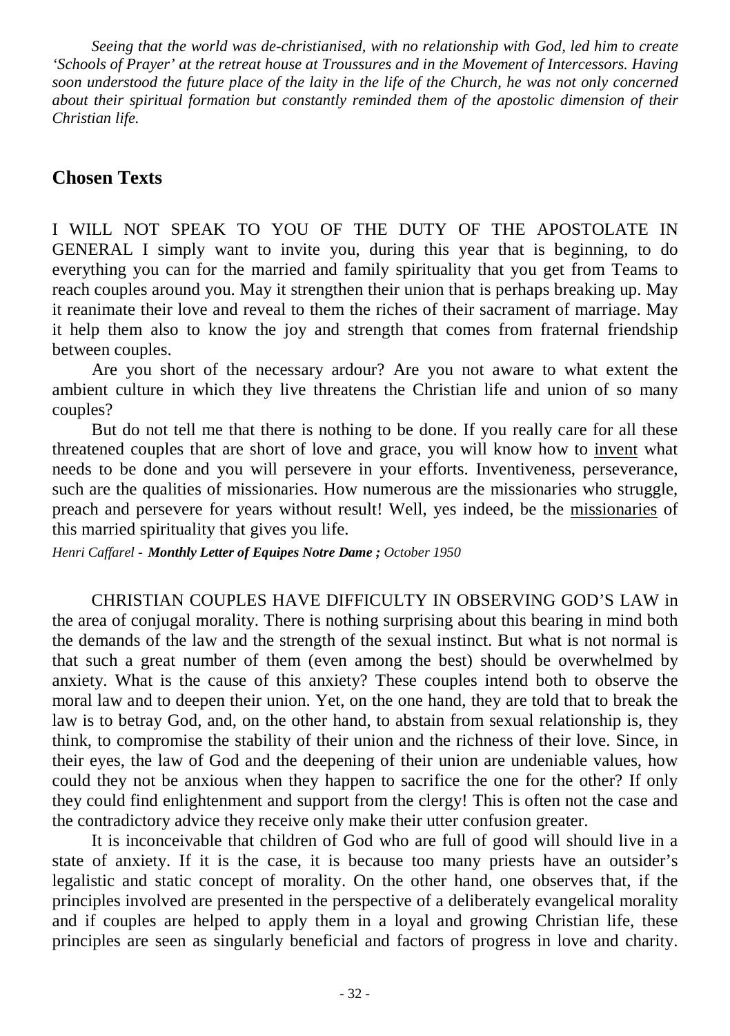*Seeing that the world was de-christianised, with no relationship with God, led him to create 'Schools of Prayer' at the retreat house at Troussures and in the Movement of Intercessors. Having soon understood the future place of the laity in the life of the Church, he was not only concerned about their spiritual formation but constantly reminded them of the apostolic dimension of their Christian life.*

## Chosen Texts

I WILL NOT SPEAK TO YOU OF THE DUTY OF THE APOSTOLATE IN GENERAL I simply want to invite you, during this year that is beginning, to do everything you can for the married and family spirituality that you get from Teams to reach couples around you. May it strengthen their union that is perhaps breaking up. May it reanimate their love and reveal to them the riches of their sacrament of marriage. May it help them also to know the joy and strength that comes from fraternal friendship between couples.

Are you short of the necessary ardour? Are you not aware to what extent the ambient culture in which they live threatens the Christian life and union of so many couples?

But do not tell me that there is nothing to be done. If you really care for all these threatened couples that are short of love and grace, you will know how to <u>invent</u> what needs to be done and you will persevere in your efforts. Inventiveness, perseverance, such are the qualities of missionaries. How numerous are the missionaries who struggle, preach and persevere for years without result! Well, yes indeed, be the <u>missionaries</u> of this married spirituality that gives you life.

*Henri Caffarel - **Monthly Letter of Equipes Notre Dame ;** October 1950*

CHRISTIAN COUPLES HAVE DIFFICULTY IN OBSERVING GOD'S LAW in the area of conjugal morality. There is nothing surprising about this bearing in mind both the demands of the law and the strength of the sexual instinct. But what is not normal is that such a great number of them (even among the best) should be overwhelmed by anxiety. What is the cause of this anxiety? These couples intend both to observe the moral law and to deepen their union. Yet, on the one hand, they are told that to break the law is to betray God, and, on the other hand, to abstain from sexual relationship is, they think, to compromise the stability of their union and the richness of their love. Since, in their eyes, the law of God and the deepening of their union are undeniable values, how could they not be anxious when they happen to sacrifice the one for the other? If only they could find enlightenment and support from the clergy! This is often not the case and the contradictory advice they receive only make their utter confusion greater.

It is inconceivable that children of God who are full of good will should live in a state of anxiety. If it is the case, it is because too many priests have an outsider's legalistic and static concept of morality. On the other hand, one observes that, if the principles involved are presented in the perspective of a deliberately evangelical morality and if couples are helped to apply them in a loyal and growing Christian life, these principles are seen as singularly beneficial and factors of progress in love and charity.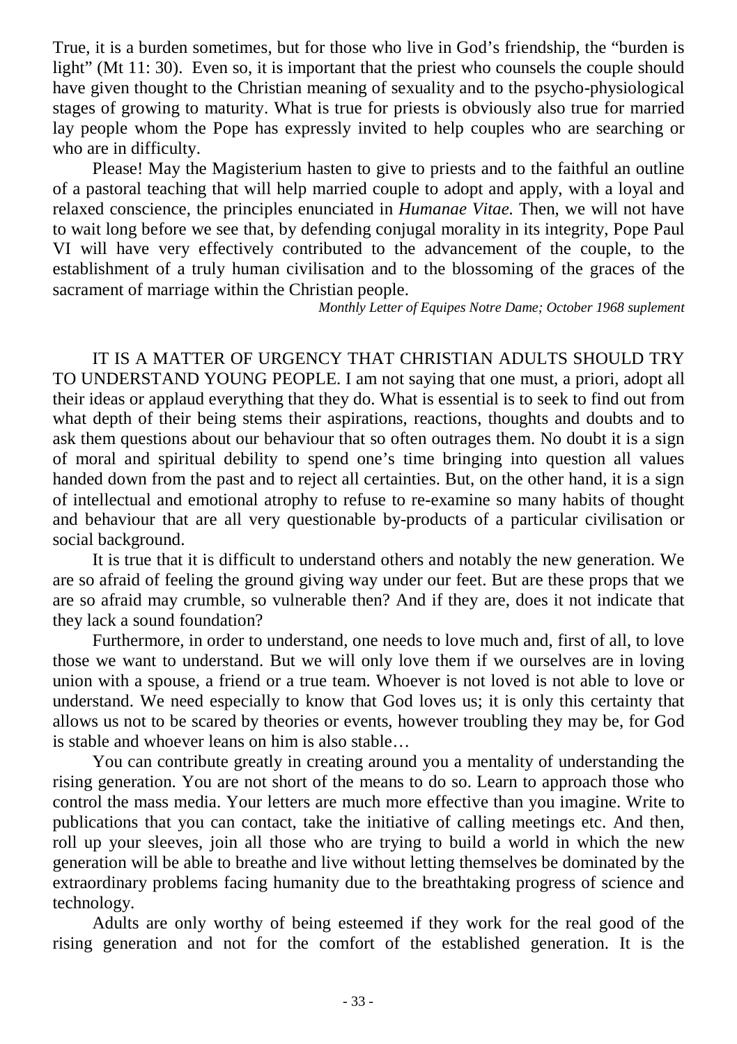True, it is a burden sometimes, but for those who live in God's friendship, the "burden is light" (Mt 11: 30). Even so, it is important that the priest who counsels the couple should have given thought to the Christian meaning of sexuality and to the psycho-physiological stages of growing to maturity. What is true for priests is obviously also true for married lay people whom the Pope has expressly invited to help couples who are searching or who are in difficulty.

Please! May the Magisterium hasten to give to priests and to the faithful an outline of a pastoral teaching that will help married couple to adopt and apply, with a loyal and relaxed conscience, the principles enunciated in *Humanae Vitae.* Then, we will not have to wait long before we see that, by defending conjugal morality in its integrity, Pope Paul VI will have very effectively contributed to the advancement of the couple, to the establishment of a truly human civilisation and to the blossoming of the graces of the sacrament of marriage within the Christian people.

*Monthly Letter of Equipes Notre Dame; October 1968 suplement*

IT IS A MATTER OF URGENCY THAT CHRISTIAN ADULTS SHOULD TRY TO UNDERSTAND YOUNG PEOPLE. I am not saying that one must, a priori, adopt all their ideas or applaud everything that they do. What is essential is to seek to find out from what depth of their being stems their aspirations, reactions, thoughts and doubts and to ask them questions about our behaviour that so often outrages them. No doubt it is a sign of moral and spiritual debility to spend one's time bringing into question all values handed down from the past and to reject all certainties. But, on the other hand, it is a sign of intellectual and emotional atrophy to refuse to re-examine so many habits of thought and behaviour that are all very questionable by-products of a particular civilisation or social background.

It is true that it is difficult to understand others and notably the new generation. We are so afraid of feeling the ground giving way under our feet. But are these props that we are so afraid may crumble, so vulnerable then? And if they are, does it not indicate that they lack a sound foundation?

Furthermore, in order to understand, one needs to love much and, first of all, to love those we want to understand. But we will only love them if we ourselves are in loving union with a spouse, a friend or a true team. Whoever is not loved is not able to love or understand. We need especially to know that God loves us; it is only this certainty that allows us not to be scared by theories or events, however troubling they may be, for God is stable and whoever leans on him is also stable…

You can contribute greatly in creating around you a mentality of understanding the rising generation. You are not short of the means to do so. Learn to approach those who control the mass media. Your letters are much more effective than you imagine. Write to publications that you can contact, take the initiative of calling meetings etc. And then, roll up your sleeves, join all those who are trying to build a world in which the new generation will be able to breathe and live without letting themselves be dominated by the extraordinary problems facing humanity due to the breathtaking progress of science and technology.

Adults are only worthy of being esteemed if they work for the real good of the rising generation and not for the comfort of the established generation. It is the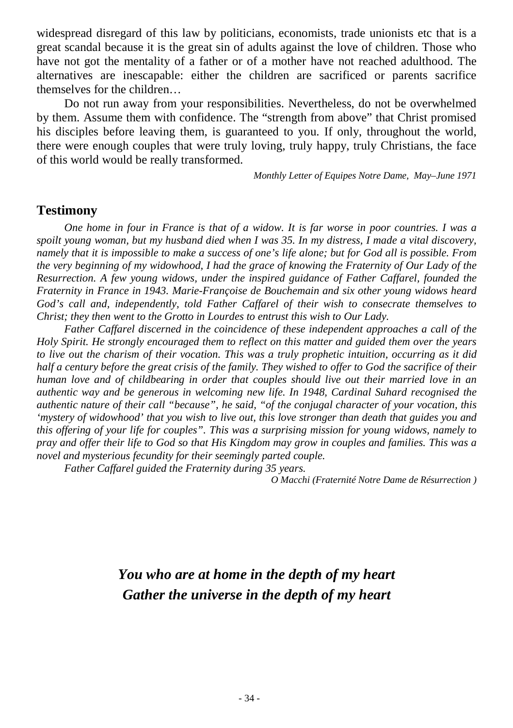widespread disregard of this law by politicians, economists, trade unionists etc that is a great scandal because it is the great sin of adults against the love of children. Those who have not got the mentality of a father or of a mother have not reached adulthood. The alternatives are inescapable: either the children are sacrificed or parents sacrifice themselves for the children…

Do not run away from your responsibilities. Nevertheless, do not be overwhelmed by them. Assume them with confidence. The "strength from above" that Christ promised his disciples before leaving them, is guaranteed to you. If only, throughout the world, there were enough couples that were truly loving, truly happy, truly Christians, the face of this world would be really transformed.

*Monthly Letter of Equipes Notre Dame, May–June 1971*

## Testimony

*One home in four in France is that of a widow. It is far worse in poor countries. I was a spoilt young woman, but my husband died when I was 35. In my distress, I made a vital discovery, namely that it is impossible to make a success of one's life alone; but for God all is possible. From the very beginning of my widowhood, I had the grace of knowing the Fraternity of Our Lady of the Resurrection. A few young widows, under the inspired guidance of Father Caffarel, founded the Fraternity in France in 1943. Marie-Françoise de Bouchemain and six other young widows heard God's call and, independently, told Father Caffarel of their wish to consecrate themselves to Christ; they then went to the Grotto in Lourdes to entrust this wish to Our Lady.*

*Father Caffarel discerned in the coincidence of these independent approaches a call of the Holy Spirit. He strongly encouraged them to reflect on this matter and guided them over the years to live out the charism of their vocation. This was a truly prophetic intuition, occurring as it did half a century before the great crisis of the family. They wished to offer to God the sacrifice of their human love and of childbearing in order that couples should live out their married love in an authentic way and be generous in welcoming new life. In 1948, Cardinal Suhard recognised the authentic nature of their call "because", he said, "of the conjugal character of your vocation, this 'mystery of widowhood' that you wish to live out, this love stronger than death that guides you and this offering of your life for couples". This was a surprising mission for young widows, namely to pray and offer their life to God so that His Kingdom may grow in couples and families. This was a novel and mysterious fecundity for their seemingly parted couple.*

*Father Caffarel guided the Fraternity during 35 years.*

*O Macchi (Fraternité Notre Dame de Résurrection )*

***You who are at home in the depth of my heart***
***Gather the universe in the depth of my heart***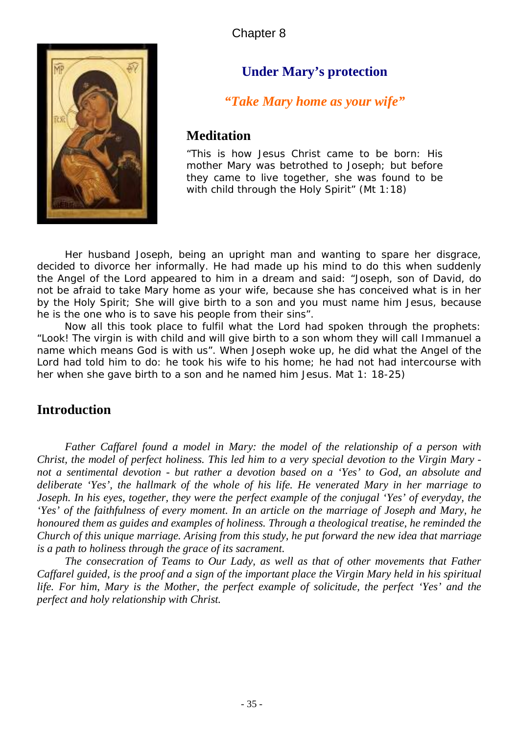Chapter 8

## Under Mary's protection

***"Take Mary home as your wife"***

## Meditation

"This is how Jesus Christ came to be born: His mother Mary was betrothed to Joseph; but before they came to live together, she was found to be with child through the Holy Spirit" (Mt 1:18)

Her husband Joseph, being an upright man and wanting to spare her disgrace, decided to divorce her informally. He had made up his mind to do this when suddenly the Angel of the Lord appeared to him in a dream and said: "Joseph, son of David, do not be afraid to take Mary home as your wife, because she has conceived what is in her by the Holy Spirit; She will give birth to a son and you must name him Jesus, because he is the one who is to save his people from their sins".

Now all this took place to fulfil what the Lord had spoken through the prophets: "Look! The virgin is with child and will give birth to a son whom they will call Immanuel a name which means God is with us". When Joseph woke up, he did what the Angel of the Lord had told him to do: he took his wife to his home; he had not had intercourse with her when she gave birth to a son and he named him Jesus. Mat 1: 18-25)

## Introduction

*Father Caffarel found a model in Mary: the model of the relationship of a person with Christ, the model of perfect holiness. This led him to a very special devotion to the Virgin Mary - not a sentimental devotion - but rather a devotion based on a 'Yes' to God, an absolute and deliberate 'Yes', the hallmark of the whole of his life. He venerated Mary in her marriage to Joseph. In his eyes, together, they were the perfect example of the conjugal 'Yes' of everyday, the 'Yes' of the faithfulness of every moment. In an article on the marriage of Joseph and Mary, he honoured them as guides and examples of holiness. Through a theological treatise, he reminded the Church of this unique marriage. Arising from this study, he put forward the new idea that marriage is a path to holiness through the grace of its sacrament.*

*The consecration of Teams to Our Lady, as well as that of other movements that Father Caffarel guided, is the proof and a sign of the important place the Virgin Mary held in his spiritual life. For him, Mary is the Mother, the perfect example of solicitude, the perfect 'Yes' and the perfect and holy relationship with Christ.*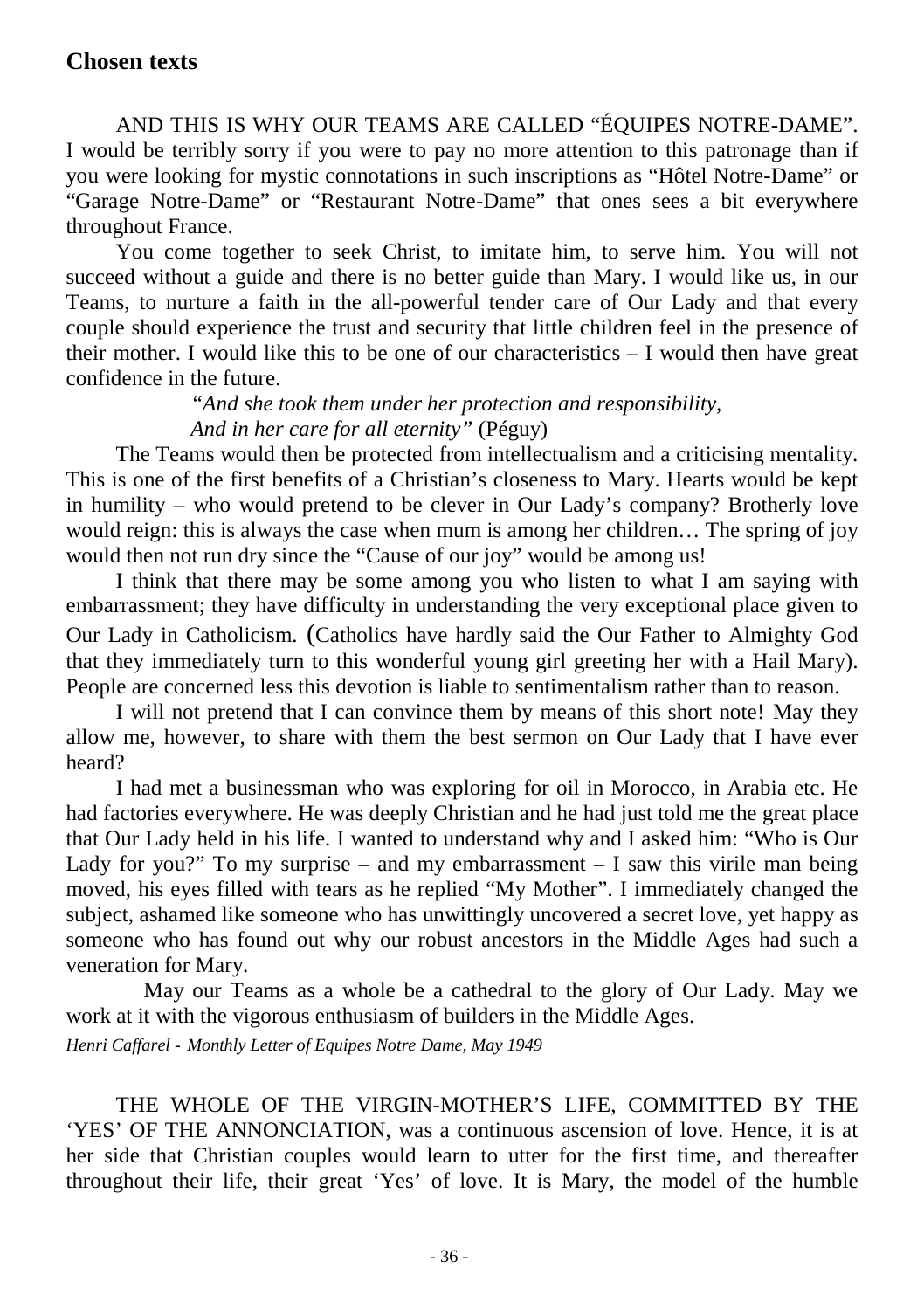## Chosen texts

AND THIS IS WHY OUR TEAMS ARE CALLED "ÉQUIPES NOTRE-DAME". I would be terribly sorry if you were to pay no more attention to this patronage than if you were looking for mystic connotations in such inscriptions as "Hôtel Notre-Dame" or "Garage Notre-Dame" or "Restaurant Notre-Dame" that ones sees a bit everywhere throughout France.

You come together to seek Christ, to imitate him, to serve him. You will not succeed without a guide and there is no better guide than Mary. I would like us, in our Teams, to nurture a faith in the all-powerful tender care of Our Lady and that every couple should experience the trust and security that little children feel in the presence of their mother. I would like this to be one of our characteristics – I would then have great confidence in the future.

*"And she took them under her protection and responsibility,*
*And in her care for all eternity"* (Péguy)

The Teams would then be protected from intellectualism and a criticising mentality. This is one of the first benefits of a Christian's closeness to Mary. Hearts would be kept in humility – who would pretend to be clever in Our Lady's company? Brotherly love would reign: this is always the case when mum is among her children… The spring of joy would then not run dry since the "Cause of our joy" would be among us!

I think that there may be some among you who listen to what I am saying with embarrassment; they have difficulty in understanding the very exceptional place given to Our Lady in Catholicism. (Catholics have hardly said the Our Father to Almighty God that they immediately turn to this wonderful young girl greeting her with a Hail Mary). People are concerned less this devotion is liable to sentimentalism rather than to reason.

I will not pretend that I can convince them by means of this short note! May they allow me, however, to share with them the best sermon on Our Lady that I have ever heard?

I had met a businessman who was exploring for oil in Morocco, in Arabia etc. He had factories everywhere. He was deeply Christian and he had just told me the great place that Our Lady held in his life. I wanted to understand why and I asked him: "Who is Our Lady for you?" To my surprise – and my embarrassment – I saw this virile man being moved, his eyes filled with tears as he replied "My Mother". I immediately changed the subject, ashamed like someone who has unwittingly uncovered a secret love, yet happy as someone who has found out why our robust ancestors in the Middle Ages had such a veneration for Mary.

May our Teams as a whole be a cathedral to the glory of Our Lady. May we work at it with the vigorous enthusiasm of builders in the Middle Ages.

*Henri Caffarel - Monthly Letter of Equipes Notre Dame, May 1949*

THE WHOLE OF THE VIRGIN-MOTHER'S LIFE, COMMITTED BY THE 'YES' OF THE ANNONCIATION, was a continuous ascension of love. Hence, it is at her side that Christian couples would learn to utter for the first time, and thereafter throughout their life, their great 'Yes' of love. It is Mary, the model of the humble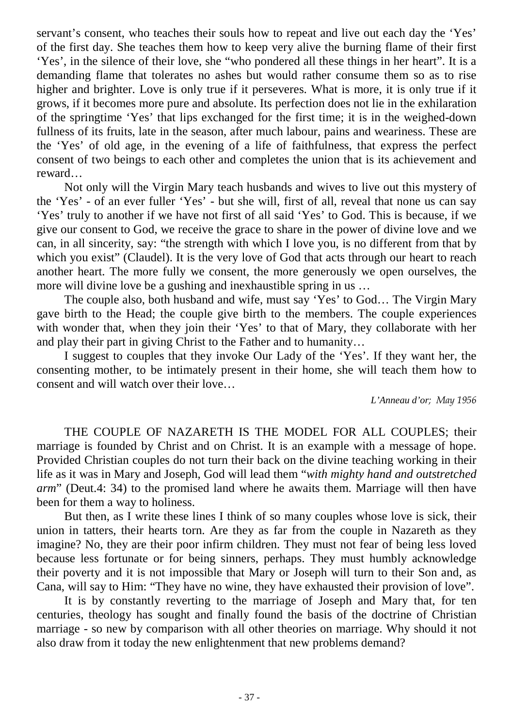servant's consent, who teaches their souls how to repeat and live out each day the 'Yes' of the first day. She teaches them how to keep very alive the burning flame of their first 'Yes', in the silence of their love, she "who pondered all these things in her heart". It is a demanding flame that tolerates no ashes but would rather consume them so as to rise higher and brighter. Love is only true if it perseveres. What is more, it is only true if it grows, if it becomes more pure and absolute. Its perfection does not lie in the exhilaration of the springtime 'Yes' that lips exchanged for the first time; it is in the weighed-down fullness of its fruits, late in the season, after much labour, pains and weariness. These are the 'Yes' of old age, in the evening of a life of faithfulness, that express the perfect consent of two beings to each other and completes the union that is its achievement and reward…

Not only will the Virgin Mary teach husbands and wives to live out this mystery of the 'Yes' - of an ever fuller 'Yes' - but she will, first of all, reveal that none us can say 'Yes' truly to another if we have not first of all said 'Yes' to God. This is because, if we give our consent to God, we receive the grace to share in the power of divine love and we can, in all sincerity, say: "the strength with which I love you, is no different from that by which you exist" (Claudel). It is the very love of God that acts through our heart to reach another heart. The more fully we consent, the more generously we open ourselves, the more will divine love be a gushing and inexhaustible spring in us …

The couple also, both husband and wife, must say 'Yes' to God… The Virgin Mary gave birth to the Head; the couple give birth to the members. The couple experiences with wonder that, when they join their 'Yes' to that of Mary, they collaborate with her and play their part in giving Christ to the Father and to humanity…

I suggest to couples that they invoke Our Lady of the 'Yes'. If they want her, the consenting mother, to be intimately present in their home, she will teach them how to consent and will watch over their love…

*L'Anneau d'or; May 1956*

THE COUPLE OF NAZARETH IS THE MODEL FOR ALL COUPLES; their marriage is founded by Christ and on Christ. It is an example with a message of hope. Provided Christian couples do not turn their back on the divine teaching working in their life as it was in Mary and Joseph, God will lead them "*with mighty hand and outstretched arm*" (Deut.4: 34) to the promised land where he awaits them. Marriage will then have been for them a way to holiness.

But then, as I write these lines I think of so many couples whose love is sick, their union in tatters, their hearts torn. Are they as far from the couple in Nazareth as they imagine? No, they are their poor infirm children. They must not fear of being less loved because less fortunate or for being sinners, perhaps. They must humbly acknowledge their poverty and it is not impossible that Mary or Joseph will turn to their Son and, as Cana, will say to Him: "They have no wine, they have exhausted their provision of love".

It is by constantly reverting to the marriage of Joseph and Mary that, for ten centuries, theology has sought and finally found the basis of the doctrine of Christian marriage - so new by comparison with all other theories on marriage. Why should it not also draw from it today the new enlightenment that new problems demand?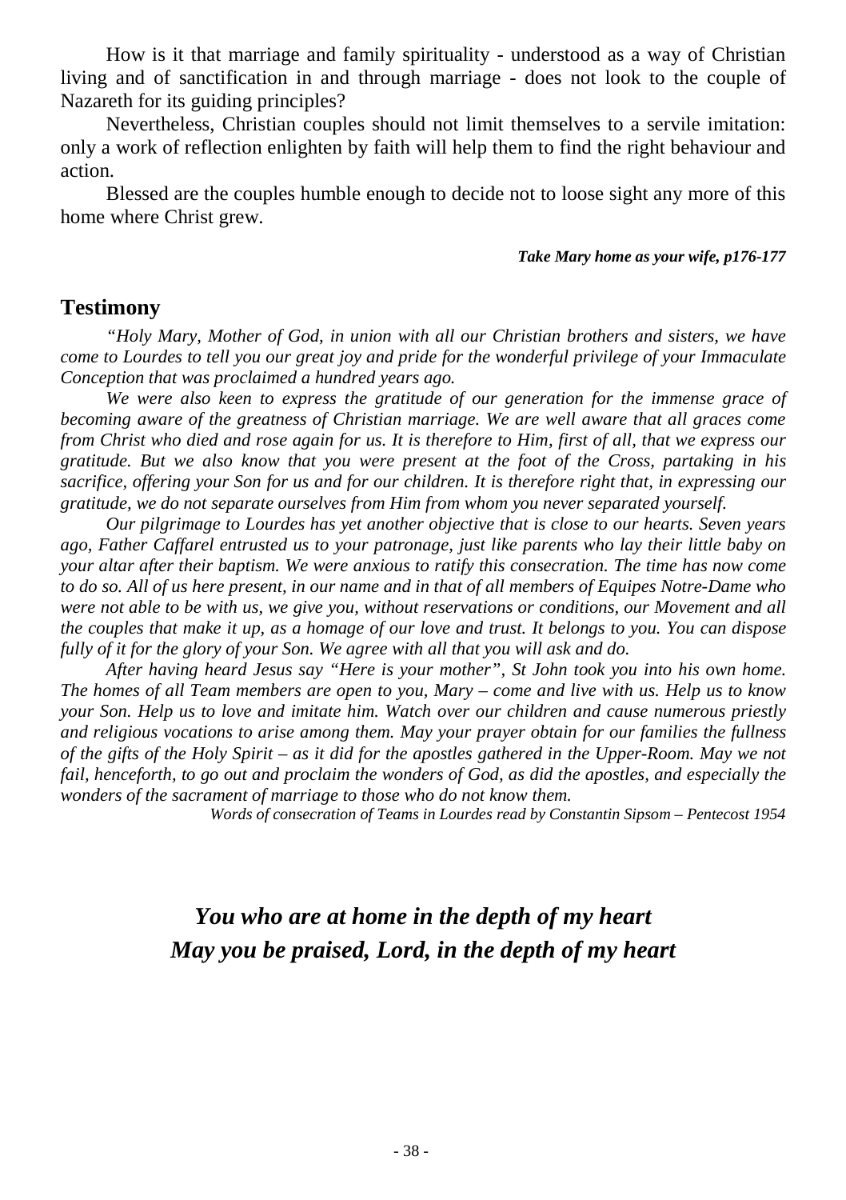How is it that marriage and family spirituality - understood as a way of Christian living and of sanctification in and through marriage - does not look to the couple of Nazareth for its guiding principles?

Nevertheless, Christian couples should not limit themselves to a servile imitation: only a work of reflection enlighten by faith will help them to find the right behaviour and action.

Blessed are the couples humble enough to decide not to loose sight any more of this home where Christ grew.

***Take Mary home as your wife, p176-177***

## Testimony

*"Holy Mary, Mother of God, in union with all our Christian brothers and sisters, we have come to Lourdes to tell you our great joy and pride for the wonderful privilege of your Immaculate Conception that was proclaimed a hundred years ago.*

*We were also keen to express the gratitude of our generation for the immense grace of becoming aware of the greatness of Christian marriage. We are well aware that all graces come from Christ who died and rose again for us. It is therefore to Him, first of all, that we express our gratitude. But we also know that you were present at the foot of the Cross, partaking in his sacrifice, offering your Son for us and for our children. It is therefore right that, in expressing our gratitude, we do not separate ourselves from Him from whom you never separated yourself.*

*Our pilgrimage to Lourdes has yet another objective that is close to our hearts. Seven years ago, Father Caffarel entrusted us to your patronage, just like parents who lay their little baby on your altar after their baptism. We were anxious to ratify this consecration. The time has now come to do so. All of us here present, in our name and in that of all members of Equipes Notre-Dame who were not able to be with us, we give you, without reservations or conditions, our Movement and all the couples that make it up, as a homage of our love and trust. It belongs to you. You can dispose fully of it for the glory of your Son. We agree with all that you will ask and do.*

*After having heard Jesus say "Here is your mother", St John took you into his own home. The homes of all Team members are open to you, Mary – come and live with us. Help us to know your Son. Help us to love and imitate him. Watch over our children and cause numerous priestly and religious vocations to arise among them. May your prayer obtain for our families the fullness of the gifts of the Holy Spirit – as it did for the apostles gathered in the Upper-Room. May we not fail, henceforth, to go out and proclaim the wonders of God, as did the apostles, and especially the wonders of the sacrament of marriage to those who do not know them.*

*Words of consecration of Teams in Lourdes read by Constantin Sipsom – Pentecost 1954*

***You who are at home in the depth of my heart***
***May you be praised, Lord, in the depth of my heart***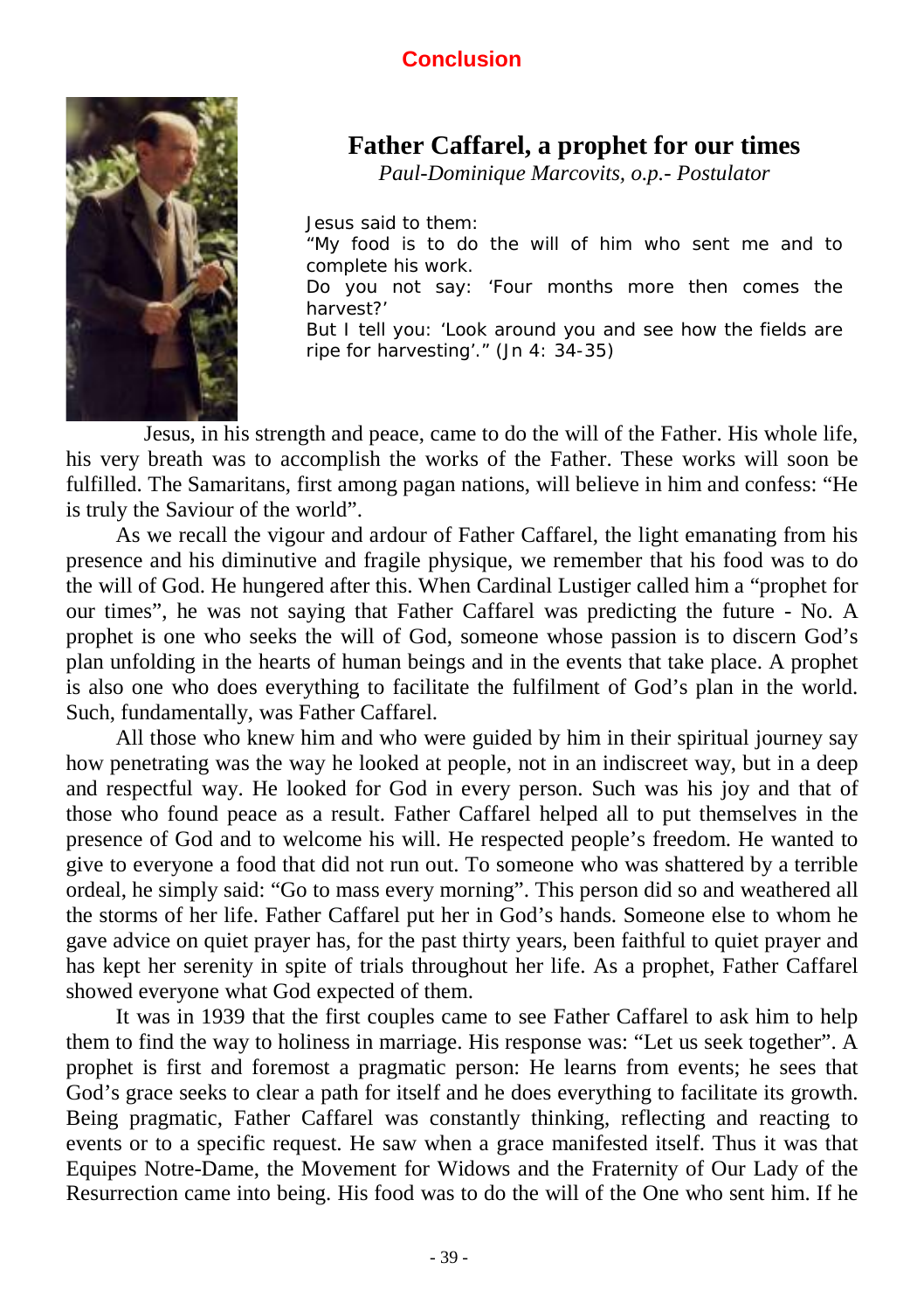## Conclusion

# Father Caffarel, a prophet for our times

*Paul-Dominique Marcovits, o.p.- Postulator*

Jesus said to them:
"My food is to do the will of him who sent me and to complete his work.
Do you not say: 'Four months more then comes the harvest?'
But I tell you: 'Look around you and see how the fields are ripe for harvesting'." (Jn 4: 34-35)

Jesus, in his strength and peace, came to do the will of the Father. His whole life, his very breath was to accomplish the works of the Father. These works will soon be fulfilled. The Samaritans, first among pagan nations, will believe in him and confess: "He is truly the Saviour of the world".

As we recall the vigour and ardour of Father Caffarel, the light emanating from his presence and his diminutive and fragile physique, we remember that his food was to do the will of God. He hungered after this. When Cardinal Lustiger called him a "prophet for our times", he was not saying that Father Caffarel was predicting the future - No. A prophet is one who seeks the will of God, someone whose passion is to discern God's plan unfolding in the hearts of human beings and in the events that take place. A prophet is also one who does everything to facilitate the fulfilment of God's plan in the world. Such, fundamentally, was Father Caffarel.

All those who knew him and who were guided by him in their spiritual journey say how penetrating was the way he looked at people, not in an indiscreet way, but in a deep and respectful way. He looked for God in every person. Such was his joy and that of those who found peace as a result. Father Caffarel helped all to put themselves in the presence of God and to welcome his will. He respected people's freedom. He wanted to give to everyone a food that did not run out. To someone who was shattered by a terrible ordeal, he simply said: "Go to mass every morning". This person did so and weathered all the storms of her life. Father Caffarel put her in God's hands. Someone else to whom he gave advice on quiet prayer has, for the past thirty years, been faithful to quiet prayer and has kept her serenity in spite of trials throughout her life. As a prophet, Father Caffarel showed everyone what God expected of them.

It was in 1939 that the first couples came to see Father Caffarel to ask him to help them to find the way to holiness in marriage. His response was: "Let us seek together". A prophet is first and foremost a pragmatic person: He learns from events; he sees that God's grace seeks to clear a path for itself and he does everything to facilitate its growth. Being pragmatic, Father Caffarel was constantly thinking, reflecting and reacting to events or to a specific request. He saw when a grace manifested itself. Thus it was that Equipes Notre-Dame, the Movement for Widows and the Fraternity of Our Lady of the Resurrection came into being. His food was to do the will of the One who sent him. If he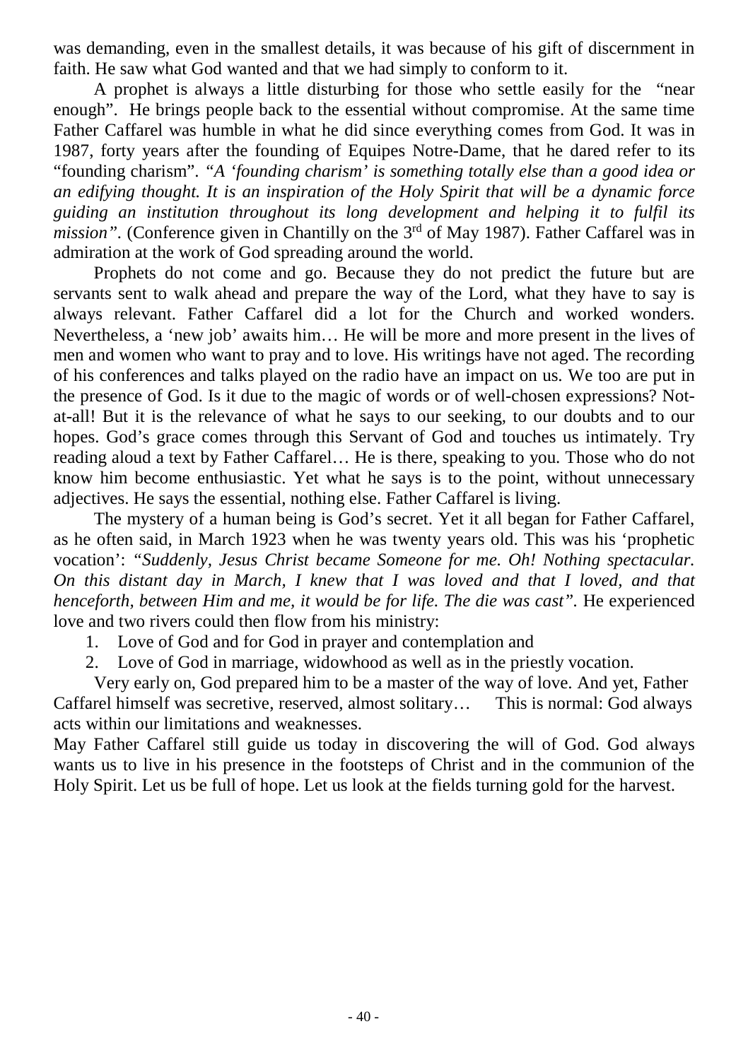was demanding, even in the smallest details, it was because of his gift of discernment in faith. He saw what God wanted and that we had simply to conform to it.

A prophet is always a little disturbing for those who settle easily for the "near enough". He brings people back to the essential without compromise. At the same time Father Caffarel was humble in what he did since everything comes from God. It was in 1987, forty years after the founding of Equipes Notre-Dame, that he dared refer to its "founding charism". *"A 'founding charism' is something totally else than a good idea or an edifying thought. It is an inspiration of the Holy Spirit that will be a dynamic force guiding an institution throughout its long development and helping it to fulfil its mission".* (Conference given in Chantilly on the 3rd of May 1987). Father Caffarel was in admiration at the work of God spreading around the world.

Prophets do not come and go. Because they do not predict the future but are servants sent to walk ahead and prepare the way of the Lord, what they have to say is always relevant. Father Caffarel did a lot for the Church and worked wonders. Nevertheless, a 'new job' awaits him… He will be more and more present in the lives of men and women who want to pray and to love. His writings have not aged. The recording of his conferences and talks played on the radio have an impact on us. We too are put in the presence of God. Is it due to the magic of words or of well-chosen expressions? Not-at-all! But it is the relevance of what he says to our seeking, to our doubts and to our hopes. God's grace comes through this Servant of God and touches us intimately. Try reading aloud a text by Father Caffarel… He is there, speaking to you. Those who do not know him become enthusiastic. Yet what he says is to the point, without unnecessary adjectives. He says the essential, nothing else. Father Caffarel is living.

The mystery of a human being is God's secret. Yet it all began for Father Caffarel, as he often said, in March 1923 when he was twenty years old. This was his 'prophetic vocation': *"Suddenly, Jesus Christ became Someone for me. Oh! Nothing spectacular. On this distant day in March, I knew that I was loved and that I loved, and that henceforth, between Him and me, it would be for life. The die was cast".* He experienced love and two rivers could then flow from his ministry:

1. Love of God and for God in prayer and contemplation and
2. Love of God in marriage, widowhood as well as in the priestly vocation.

Very early on, God prepared him to be a master of the way of love. And yet, Father Caffarel himself was secretive, reserved, almost solitary… This is normal: God always acts within our limitations and weaknesses.

May Father Caffarel still guide us today in discovering the will of God. God always wants us to live in his presence in the footsteps of Christ and in the communion of the Holy Spirit. Let us be full of hope. Let us look at the fields turning gold for the harvest.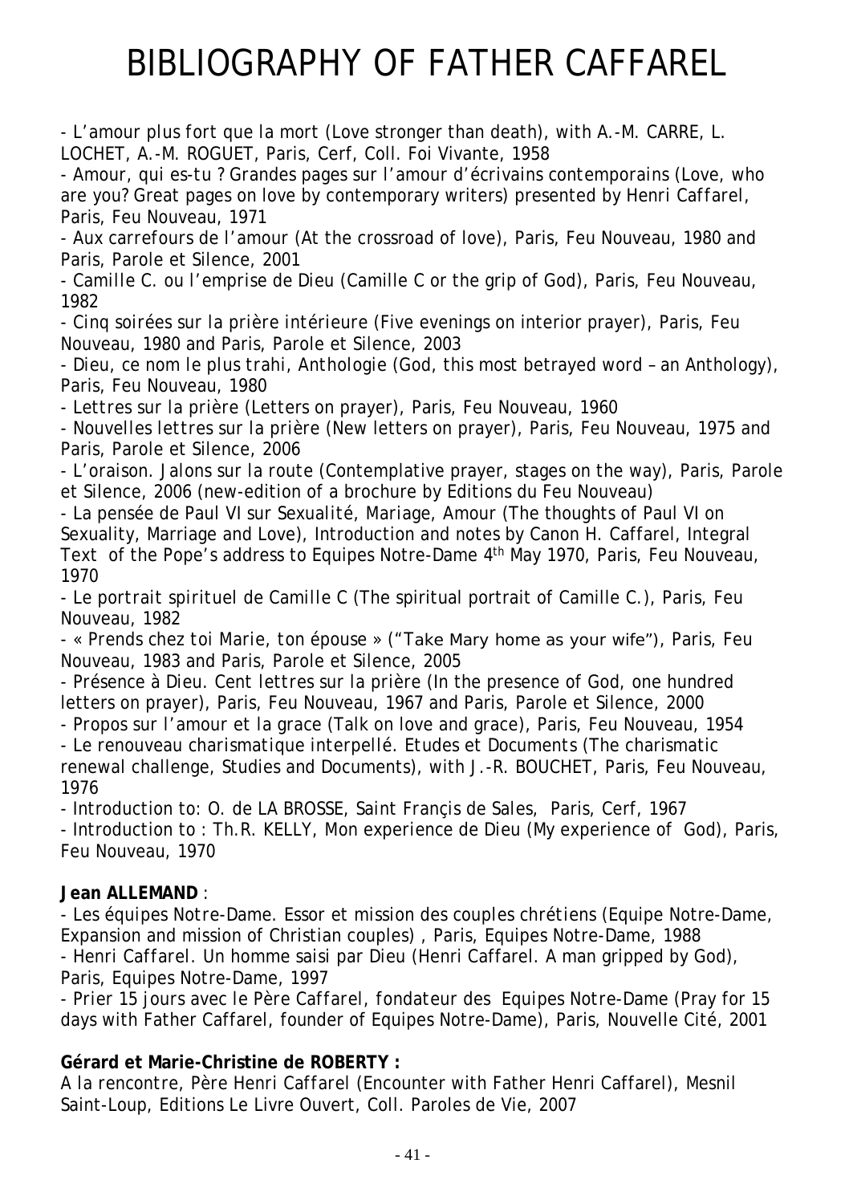# BIBLIOGRAPHY OF FATHER CAFFAREL

- *L'amour plus fort que la mort* (Love stronger than death), with A.-M. CARRE, L. LOCHET, A.-M. ROGUET, Paris, Cerf, Coll. Foi Vivante, 1958
- *Amour, qui es-tu ? Grandes pages sur l'amour d'écrivains contemporains* (Love, who are you? Great pages on love by contemporary writers) presented by Henri Caffarel, Paris, Feu Nouveau, 1971
- *Aux carrefours de l'amour* (At the crossroad of love), Paris, Feu Nouveau, 1980 and Paris, Parole et Silence, 2001
- *Camille C. ou l'emprise de Dieu* (Camille C or the grip of God), Paris, Feu Nouveau, 1982
- *Cinq soirées sur la prière intérieure* (Five evenings on interior prayer), Paris, Feu Nouveau, 1980 and Paris, Parole et Silence, 2003
- *Dieu, ce nom le plus trahi, Anthologie* (God, this most betrayed word – an Anthology), Paris, Feu Nouveau, 1980
- *Lettres sur la prière* (Letters on prayer), Paris, Feu Nouveau, 1960
- *Nouvelles lettres sur la prière* (New letters on prayer), Paris, Feu Nouveau, 1975 and Paris, Parole et Silence, 2006
- *L'oraison. Jalons sur la route* (Contemplative prayer, stages on the way), Paris, Parole et Silence, 2006 (new-edition of a brochure by Editions du Feu Nouveau)
- *La pensée de Paul VI sur Sexualité, Mariage, Amour* (The thoughts of Paul VI on Sexuality, Marriage and Love), Introduction and notes by Canon H. Caffarel, Integral Text of the Pope's address to Equipes Notre-Dame 4th May 1970, Paris, Feu Nouveau, 1970
- *Le portrait spirituel de Camille C* (The spiritual portrait of Camille C.), Paris, Feu Nouveau, 1982
- *« Prends chez toi Marie, ton épouse »* ("Take Mary home as your wife"), Paris, Feu Nouveau, 1983 and Paris, Parole et Silence, 2005
- *Présence à Dieu. Cent lettres sur la prière* (In the presence of God, one hundred letters on prayer), Paris, Feu Nouveau, 1967 and Paris, Parole et Silence, 2000
- *Propos sur l'amour et la grace* (Talk on love and grace), Paris, Feu Nouveau, 1954
- *Le renouveau charismatique interpellé. Etudes et Documents* (The charismatic renewal challenge, Studies and Documents), with J.-R. BOUCHET, Paris, Feu Nouveau, 1976
- Introduction to: O. de LA BROSSE, *Saint Françis de Sales*, Paris, Cerf, 1967
- Introduction to : Th.R. KELLY, *Mon experience de Dieu* (My experience of God), Paris, Feu Nouveau, 1970

**Jean ALLEMAND** :

- *Les équipes Notre-Dame. Essor et mission des couples chrétiens* (Equipe Notre-Dame, Expansion and mission of Christian couples) , Paris, Equipes Notre-Dame, 1988
- *Henri Caffarel. Un homme saisi par Dieu* (Henri Caffarel. A man gripped by God), Paris, Equipes Notre-Dame, 1997
- *Prier 15 jours avec le Père Caffarel, fondateur des Equipes Notre-Dame* (Pray for 15 days with Father Caffarel, founder of Equipes Notre-Dame), Paris, Nouvelle Cité, 2001

**Gérard et Marie-Christine de ROBERTY :**

*A la rencontre, Père Henri Caffarel* (Encounter with Father Henri Caffarel), Mesnil Saint-Loup, Editions Le Livre Ouvert, Coll. Paroles de Vie, 2007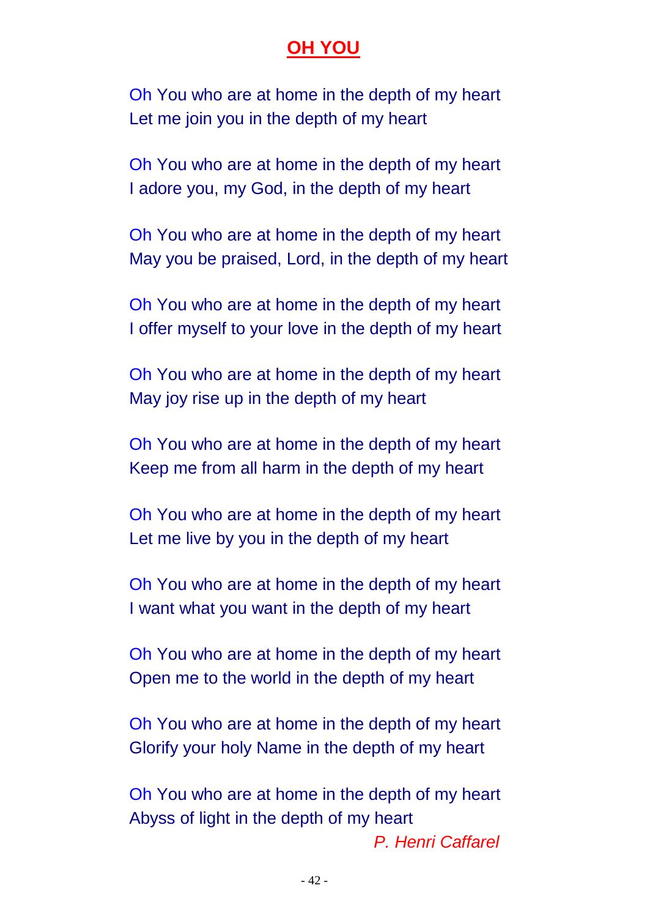# OH YOU

Oh You who are at home in the depth of my heart
Let me join you in the depth of my heart

Oh You who are at home in the depth of my heart
I adore you, my God, in the depth of my heart

Oh You who are at home in the depth of my heart
May you be praised, Lord, in the depth of my heart

Oh You who are at home in the depth of my heart
I offer myself to your love in the depth of my heart

Oh You who are at home in the depth of my heart
May joy rise up in the depth of my heart

Oh You who are at home in the depth of my heart
Keep me from all harm in the depth of my heart

Oh You who are at home in the depth of my heart
Let me live by you in the depth of my heart

Oh You who are at home in the depth of my heart
I want what you want in the depth of my heart

Oh You who are at home in the depth of my heart
Open me to the world in the depth of my heart

Oh You who are at home in the depth of my heart
Glorify your holy Name in the depth of my heart

Oh You who are at home in the depth of my heart
Abyss of light in the depth of my heart

*P. Henri Caffarel*